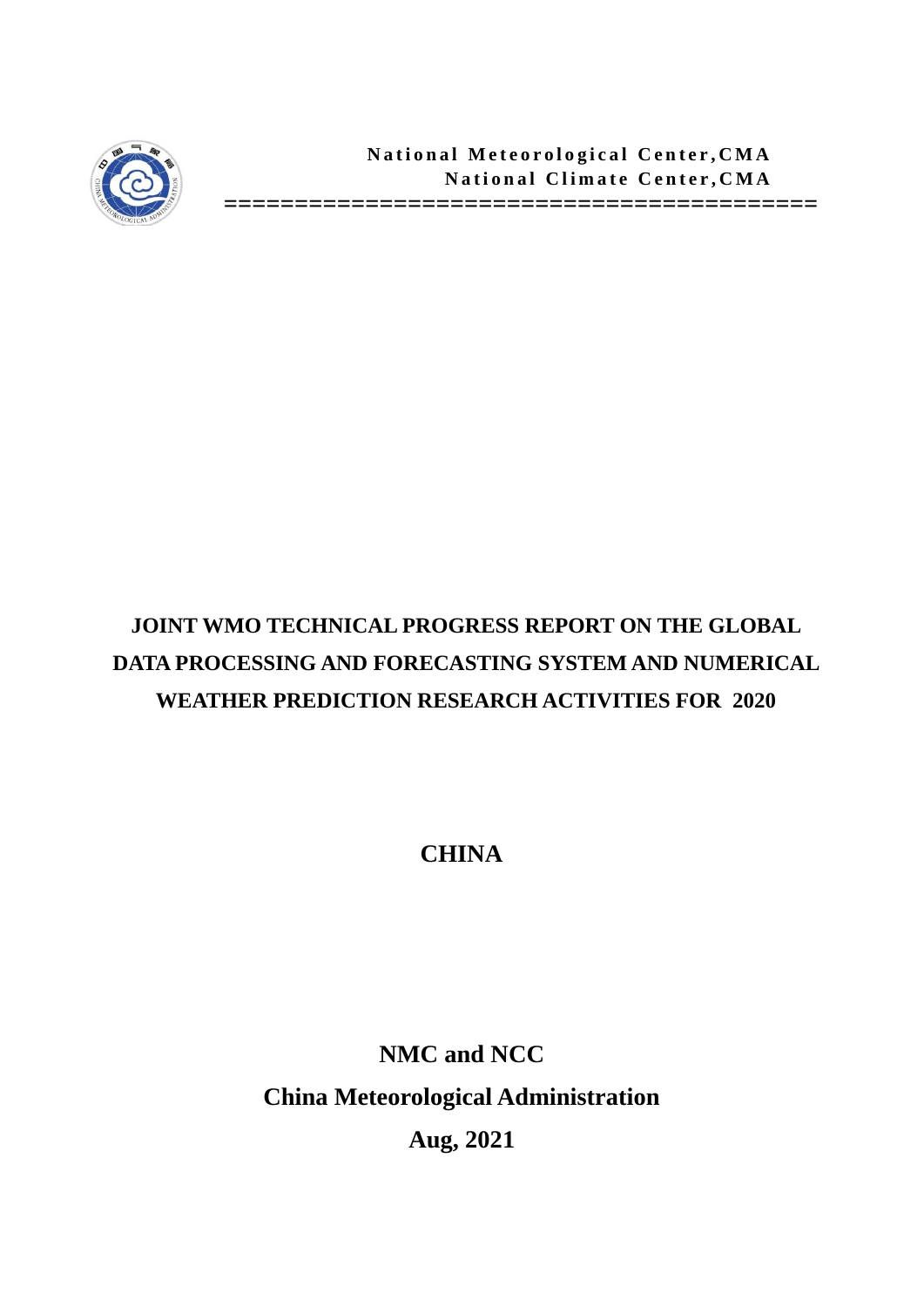**National Meteorological Center,CMA**
**National Climate Center,CMA**

# JOINT WMO TECHNICAL PROGRESS REPORT ON THE GLOBAL DATA PROCESSING AND FORECASTING SYSTEM AND NUMERICAL WEATHER PREDICTION RESEARCH ACTIVITIES FOR 2020

## CHINA

**NMC and NCC**

**China Meteorological Administration**

**Aug, 2021**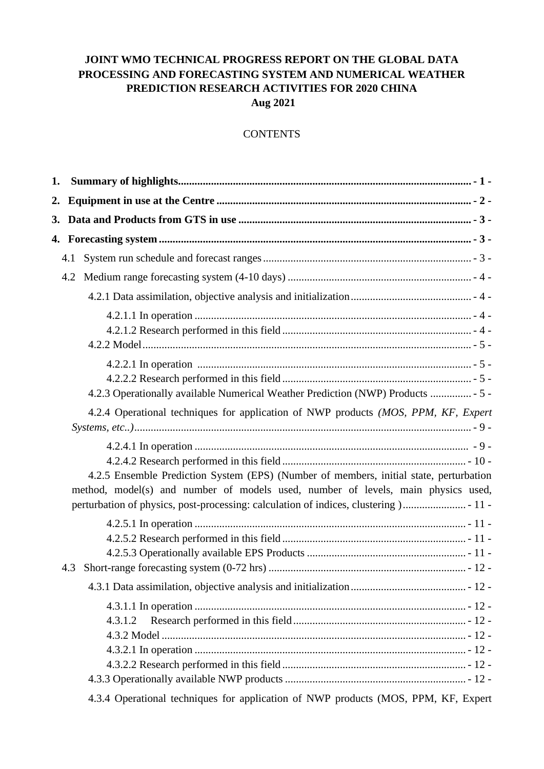**JOINT WMO TECHNICAL PROGRESS REPORT ON THE GLOBAL DATA PROCESSING AND FORECASTING SYSTEM AND NUMERICAL WEATHER PREDICTION RESEARCH ACTIVITIES FOR 2020 CHINA**

**Aug 2021**

CONTENTS

**1. Summary of highlights** ............ - 1 -

**2. Equipment in use at the Centre** ............ - 2 -

**3. Data and Products from GTS in use** ............ - 3 -

**4. Forecasting system** ............ - 3 -

4.1 System run schedule and forecast ranges ............ - 3 -

4.2 Medium range forecasting system (4-10 days) ............ - 4 -

4.2.1 Data assimilation, objective analysis and initialization ............ - 4 -

4.2.1.1 In operation ............ - 4 -

4.2.1.2 Research performed in this field ............ - 4 -

4.2.2 Model ............ - 5 -

4.2.2.1 In operation ............ - 5 -

4.2.2.2 Research performed in this field ............ - 5 -

4.2.3 Operationally available Numerical Weather Prediction (NWP) Products ............ - 5 -

4.2.4 Operational techniques for application of NWP products *(MOS, PPM, KF, Expert Systems, etc..)* ............ - 9 -

4.2.4.1 In operation ............ - 9 -

4.2.4.2 Research performed in this field ............ - 10 -

4.2.5 Ensemble Prediction System (EPS) (Number of members, initial state, perturbation method, model(s) and number of models used, number of levels, main physics used, perturbation of physics, post-processing: calculation of indices, clustering ) ............ - 11 -

4.2.5.1 In operation ............ - 11 -

4.2.5.2 Research performed in this field ............ - 11 -

4.2.5.3 Operationally available EPS Products ............ - 11 -

4.3 Short-range forecasting system (0-72 hrs) ............ - 12 -

4.3.1 Data assimilation, objective analysis and initialization ............ - 12 -

4.3.1.1 In operation ............ - 12 -

4.3.1.2 Research performed in this field ............ - 12 -

4.3.2 Model ............ - 12 -

4.3.2.1 In operation ............ - 12 -

4.3.2.2 Research performed in this field ............ - 12 -

4.3.3 Operationally available NWP products ............ - 12 -

4.3.4 Operational techniques for application of NWP products (MOS, PPM, KF, Expert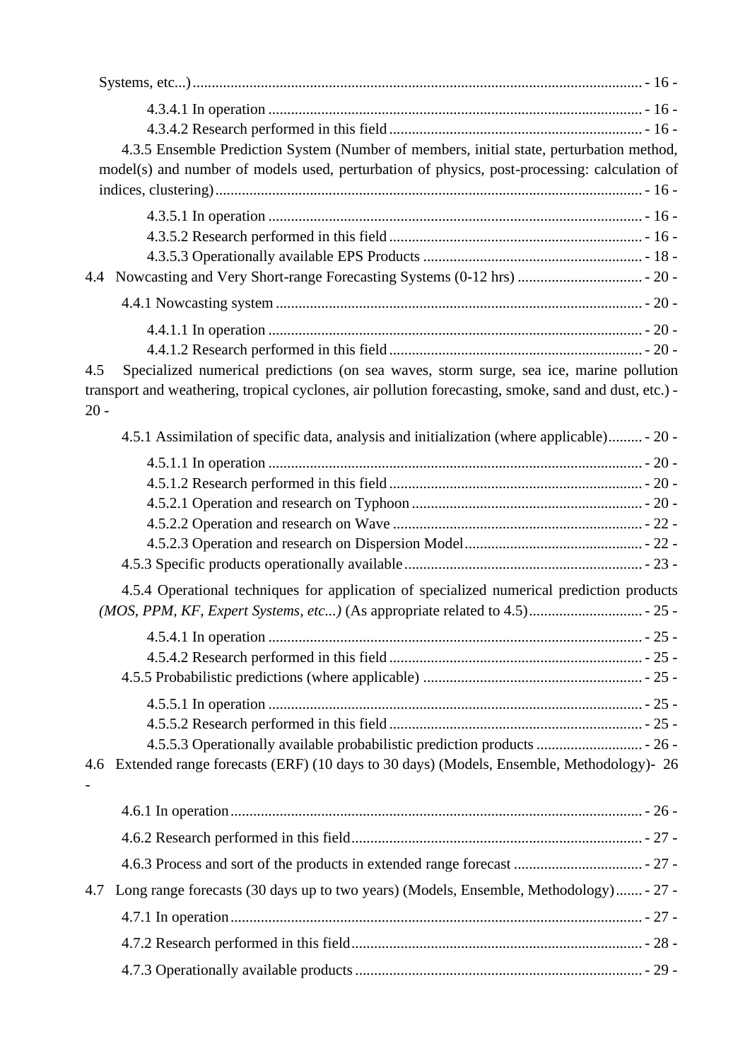Systems, etc...) - 16 -

4.3.4.1 In operation - 16 -
4.3.4.2 Research performed in this field - 16 -

4.3.5 Ensemble Prediction System (Number of members, initial state, perturbation method, model(s) and number of models used, perturbation of physics, post-processing: calculation of indices, clustering) - 16 -

4.3.5.1 In operation - 16 -
4.3.5.2 Research performed in this field - 16 -
4.3.5.3 Operationally available EPS Products - 18 -

4.4 Nowcasting and Very Short-range Forecasting Systems (0-12 hrs) - 20 -

4.4.1 Nowcasting system - 20 -

4.4.1.1 In operation - 20 -
4.4.1.2 Research performed in this field - 20 -

4.5 Specialized numerical predictions (on sea waves, storm surge, sea ice, marine pollution transport and weathering, tropical cyclones, air pollution forecasting, smoke, sand and dust, etc.) - 20 -

4.5.1 Assimilation of specific data, analysis and initialization (where applicable) - 20 -

4.5.1.1 In operation - 20 -
4.5.1.2 Research performed in this field - 20 -
4.5.2.1 Operation and research on Typhoon - 20 -
4.5.2.2 Operation and research on Wave - 22 -
4.5.2.3 Operation and research on Dispersion Model - 22 -

4.5.3 Specific products operationally available - 23 -

4.5.4 Operational techniques for application of specialized numerical prediction products *(MOS, PPM, KF, Expert Systems, etc...)* (As appropriate related to 4.5) - 25 -

4.5.4.1 In operation - 25 -
4.5.4.2 Research performed in this field - 25 -

4.5.5 Probabilistic predictions (where applicable) - 25 -

4.5.5.1 In operation - 25 -
4.5.5.2 Research performed in this field - 25 -
4.5.5.3 Operationally available probabilistic prediction products - 26 -

4.6 Extended range forecasts (ERF) (10 days to 30 days) (Models, Ensemble, Methodology)- 26 -

4.6.1 In operation - 26 -

4.6.2 Research performed in this field - 27 -

4.6.3 Process and sort of the products in extended range forecast - 27 -

4.7 Long range forecasts (30 days up to two years) (Models, Ensemble, Methodology) - 27 -

4.7.1 In operation - 27 -

4.7.2 Research performed in this field - 28 -

4.7.3 Operationally available products - 29 -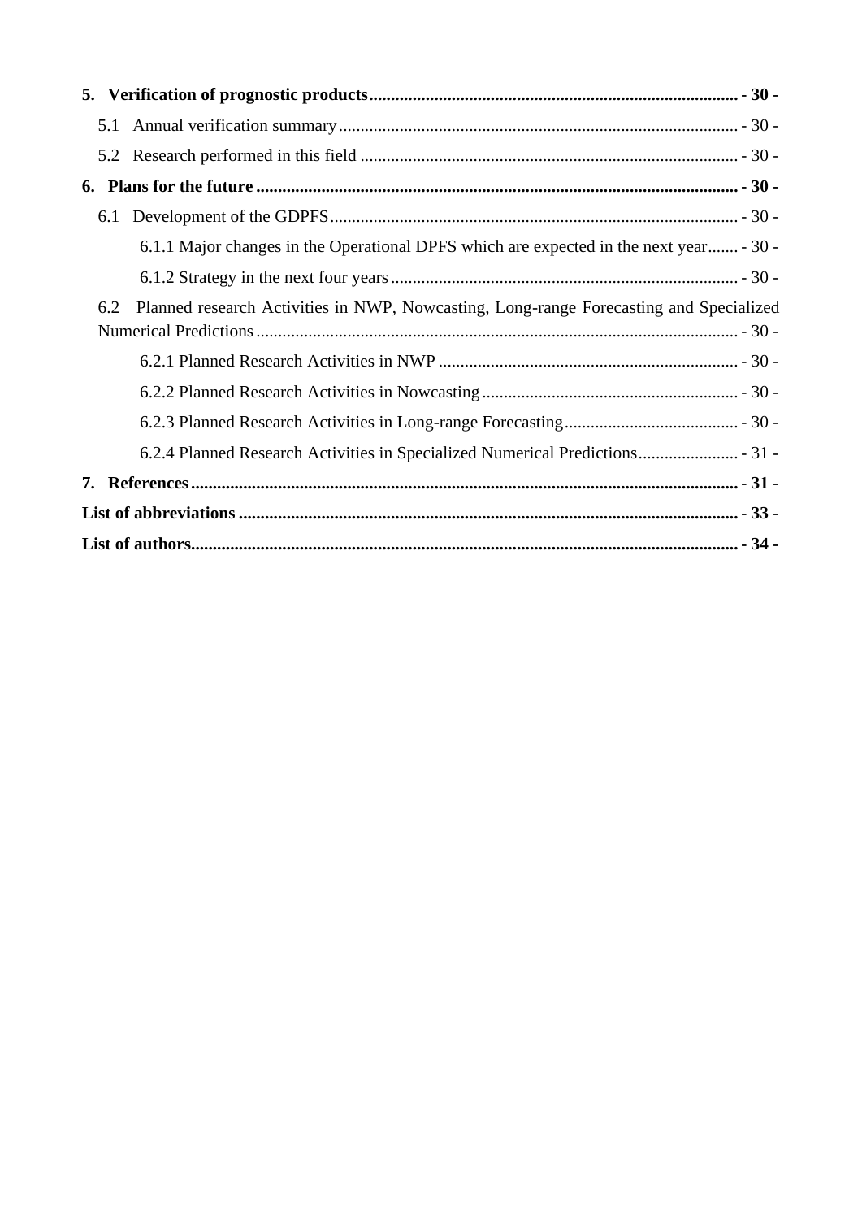**5. Verification of prognostic products** ..................................................................................... - 30 -

5.1 Annual verification summary ......................................................................................... - 30 -

5.2 Research performed in this field ..................................................................................... - 30 -

**6. Plans for the future** ................................................................................................................ - 30 -

6.1 Development of the GDPFS ............................................................................................ - 30 -

6.1.1 Major changes in the Operational DPFS which are expected in the next year ....... - 30 -

6.1.2 Strategy in the next four years ............................................................................... - 30 -

6.2 Planned research Activities in NWP, Nowcasting, Long-range Forecasting and Specialized Numerical Predictions ............................................................................................................. - 30 -

6.2.1 Planned Research Activities in NWP .................................................................... - 30 -

6.2.2 Planned Research Activities in Nowcasting .......................................................... - 30 -

6.2.3 Planned Research Activities in Long-range Forecasting ....................................... - 30 -

6.2.4 Planned Research Activities in Specialized Numerical Predictions ...................... - 31 -

**7. References** ............................................................................................................................. - 31 -

**List of abbreviations** ................................................................................................................ - 33 -

**List of authors** .......................................................................................................................... - 34 -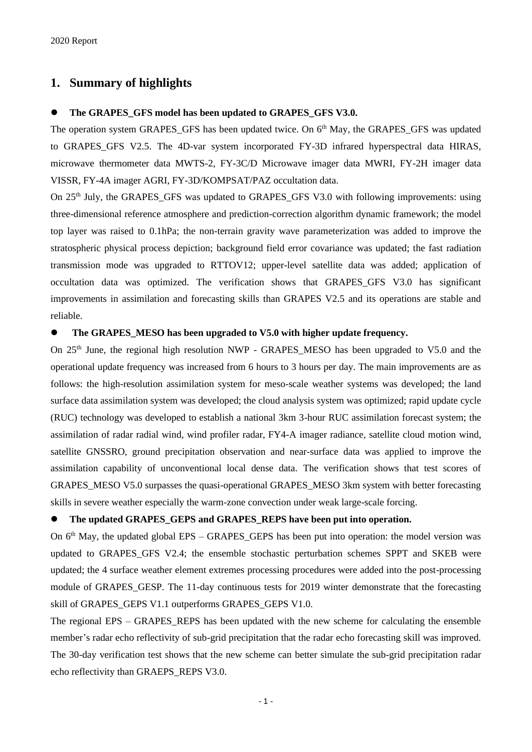## 1. Summary of highlights

- **The GRAPES_GFS model has been updated to GRAPES_GFS V3.0.**

The operation system GRAPES_GFS has been updated twice. On 6th May, the GRAPES_GFS was updated to GRAPES_GFS V2.5. The 4D-var system incorporated FY-3D infrared hyperspectral data HIRAS, microwave thermometer data MWTS-2, FY-3C/D Microwave imager data MWRI, FY-2H imager data VISSR, FY-4A imager AGRI, FY-3D/KOMPSAT/PAZ occultation data.

On 25th July, the GRAPES_GFS was updated to GRAPES_GFS V3.0 with following improvements: using three-dimensional reference atmosphere and prediction-correction algorithm dynamic framework; the model top layer was raised to 0.1hPa; the non-terrain gravity wave parameterization was added to improve the stratospheric physical process depiction; background field error covariance was updated; the fast radiation transmission mode was upgraded to RTTOV12; upper-level satellite data was added; application of occultation data was optimized. The verification shows that GRAPES_GFS V3.0 has significant improvements in assimilation and forecasting skills than GRAPES V2.5 and its operations are stable and reliable.

- **The GRAPES_MESO has been upgraded to V5.0 with higher update frequency.**

On 25th June, the regional high resolution NWP - GRAPES_MESO has been upgraded to V5.0 and the operational update frequency was increased from 6 hours to 3 hours per day. The main improvements are as follows: the high-resolution assimilation system for meso-scale weather systems was developed; the land surface data assimilation system was developed; the cloud analysis system was optimized; rapid update cycle (RUC) technology was developed to establish a national 3km 3-hour RUC assimilation forecast system; the assimilation of radar radial wind, wind profiler radar, FY4-A imager radiance, satellite cloud motion wind, satellite GNSSRO, ground precipitation observation and near-surface data was applied to improve the assimilation capability of unconventional local dense data. The verification shows that test scores of GRAPES_MESO V5.0 surpasses the quasi-operational GRAPES_MESO 3km system with better forecasting skills in severe weather especially the warm-zone convection under weak large-scale forcing.

- **The updated GRAPES_GEPS and GRAPES_REPS have been put into operation.**

On 6th May, the updated global EPS – GRAPES_GEPS has been put into operation: the model version was updated to GRAPES_GFS V2.4; the ensemble stochastic perturbation schemes SPPT and SKEB were updated; the 4 surface weather element extremes processing procedures were added into the post-processing module of GRAPES_GESP. The 11-day continuous tests for 2019 winter demonstrate that the forecasting skill of GRAPES_GEPS V1.1 outperforms GRAPES_GEPS V1.0.

The regional EPS – GRAPES_REPS has been updated with the new scheme for calculating the ensemble member's radar echo reflectivity of sub-grid precipitation that the radar echo forecasting skill was improved. The 30-day verification test shows that the new scheme can better simulate the sub-grid precipitation radar echo reflectivity than GRAEPS_REPS V3.0.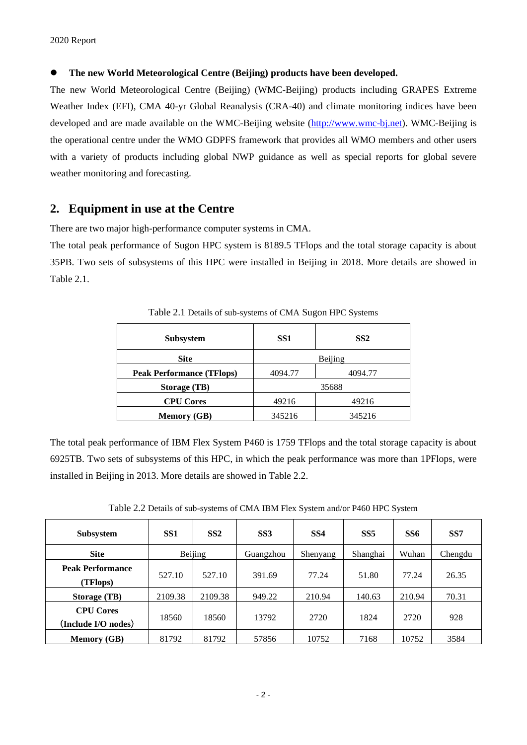- **The new World Meteorological Centre (Beijing) products have been developed.**

The new World Meteorological Centre (Beijing) (WMC-Beijing) products including GRAPES Extreme Weather Index (EFI), CMA 40-yr Global Reanalysis (CRA-40) and climate monitoring indices have been developed and are made available on the WMC-Beijing website (http://www.wmc-bj.net). WMC-Beijing is the operational centre under the WMO GDPFS framework that provides all WMO members and other users with a variety of products including global NWP guidance as well as special reports for global severe weather monitoring and forecasting.

## 2. Equipment in use at the Centre

There are two major high-performance computer systems in CMA.

The total peak performance of Sugon HPC system is 8189.5 TFlops and the total storage capacity is about 35PB. Two sets of subsystems of this HPC were installed in Beijing in 2018. More details are showed in Table 2.1.

Table 2.1 Details of sub-systems of CMA Sugon HPC Systems

| Subsystem | SS1 | SS2 |
|---|---|---|
| **Site** | Beijing | |
| **Peak Performance (TFlops)** | 4094.77 | 4094.77 |
| **Storage (TB)** | 35688 | |
| **CPU Cores** | 49216 | 49216 |
| **Memory (GB)** | 345216 | 345216 |

The total peak performance of IBM Flex System P460 is 1759 TFlops and the total storage capacity is about 6925TB. Two sets of subsystems of this HPC, in which the peak performance was more than 1PFlops, were installed in Beijing in 2013. More details are showed in Table 2.2.

Table 2.2 Details of sub-systems of CMA IBM Flex System and/or P460 HPC System

| Subsystem | SS1 | SS2 | SS3 | SS4 | SS5 | SS6 | SS7 |
|---|---|---|---|---|---|---|---|
| **Site** | Beijing | | Guangzhou | Shenyang | Shanghai | Wuhan | Chengdu |
| **Peak Performance (TFlops)** | 527.10 | 527.10 | 391.69 | 77.24 | 51.80 | 77.24 | 26.35 |
| **Storage (TB)** | 2109.38 | 2109.38 | 949.22 | 210.94 | 140.63 | 210.94 | 70.31 |
| **CPU Cores (Include I/O nodes)** | 18560 | 18560 | 13792 | 2720 | 1824 | 2720 | 928 |
| **Memory (GB)** | 81792 | 81792 | 57856 | 10752 | 7168 | 10752 | 3584 |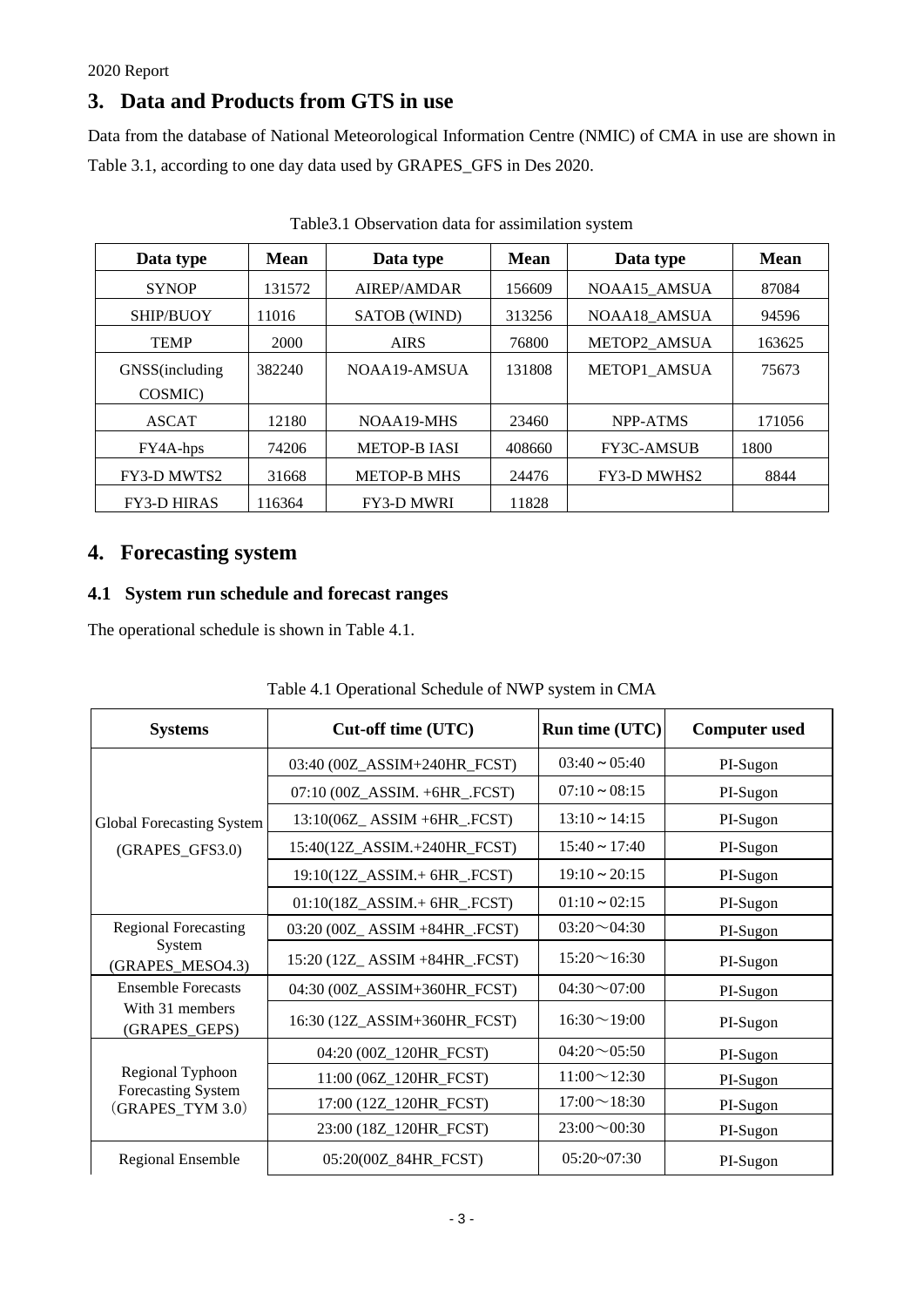2020 Report

## 3. Data and Products from GTS in use

Data from the database of National Meteorological Information Centre (NMIC) of CMA in use are shown in Table 3.1, according to one day data used by GRAPES_GFS in Des 2020.

Table3.1 Observation data for assimilation system

| Data type | Mean | Data type | Mean | Data type | Mean |
|---|---|---|---|---|---|
| SYNOP | 131572 | AIREP/AMDAR | 156609 | NOAA15_AMSUA | 87084 |
| SHIP/BUOY | 11016 | SATOB (WIND) | 313256 | NOAA18_AMSUA | 94596 |
| TEMP | 2000 | AIRS | 76800 | METOP2_AMSUA | 163625 |
| GNSS(including COSMIC) | 382240 | NOAA19-AMSUA | 131808 | METOP1_AMSUA | 75673 |
| ASCAT | 12180 | NOAA19-MHS | 23460 | NPP-ATMS | 171056 |
| FY4A-hps | 74206 | METOP-B IASI | 408660 | FY3C-AMSUB | 1800 |
| FY3-D MWTS2 | 31668 | METOP-B MHS | 24476 | FY3-D MWHS2 | 8844 |
| FY3-D HIRAS | 116364 | FY3-D MWRI | 11828 | | |

## 4. Forecasting system

### 4.1 System run schedule and forecast ranges

The operational schedule is shown in Table 4.1.

Table 4.1 Operational Schedule of NWP system in CMA

| Systems | Cut-off time (UTC) | Run time (UTC) | Computer used |
|---|---|---|---|
| Global Forecasting System (GRAPES_GFS3.0) | 03:40 (00Z_ASSIM+240HR_FCST) | 03:40～05:40 | PI-Sugon |
| | 07:10 (00Z_ASSIM. +6HR_.FCST) | 07:10～08:15 | PI-Sugon |
| | 13:10(06Z_ ASSIM +6HR_.FCST) | 13:10～14:15 | PI-Sugon |
| | 15:40(12Z_ASSIM.+240HR_FCST) | 15:40～17:40 | PI-Sugon |
| | 19:10(12Z_ASSIM.+ 6HR_.FCST) | 19:10～20:15 | PI-Sugon |
| | 01:10(18Z_ASSIM.+ 6HR_.FCST) | 01:10～02:15 | PI-Sugon |
| Regional Forecasting System (GRAPES_MESO4.3) | 03:20 (00Z_ ASSIM +84HR_.FCST) | 03:20～04:30 | PI-Sugon |
| | 15:20 (12Z_ ASSIM +84HR_.FCST) | 15:20～16:30 | PI-Sugon |
| Ensemble Forecasts With 31 members (GRAPES_GEPS) | 04:30 (00Z_ASSIM+360HR_FCST) | 04:30～07:00 | PI-Sugon |
| | 16:30 (12Z_ASSIM+360HR_FCST) | 16:30～19:00 | PI-Sugon |
| Regional Typhoon Forecasting System (GRAPES_TYM 3.0) | 04:20 (00Z_120HR_FCST) | 04:20～05:50 | PI-Sugon |
| | 11:00 (06Z_120HR_FCST) | 11:00～12:30 | PI-Sugon |
| | 17:00 (12Z_120HR_FCST) | 17:00～18:30 | PI-Sugon |
| | 23:00 (18Z_120HR_FCST) | 23:00～00:30 | PI-Sugon |
| Regional Ensemble | 05:20(00Z_84HR_FCST) | 05:20~07:30 | PI-Sugon |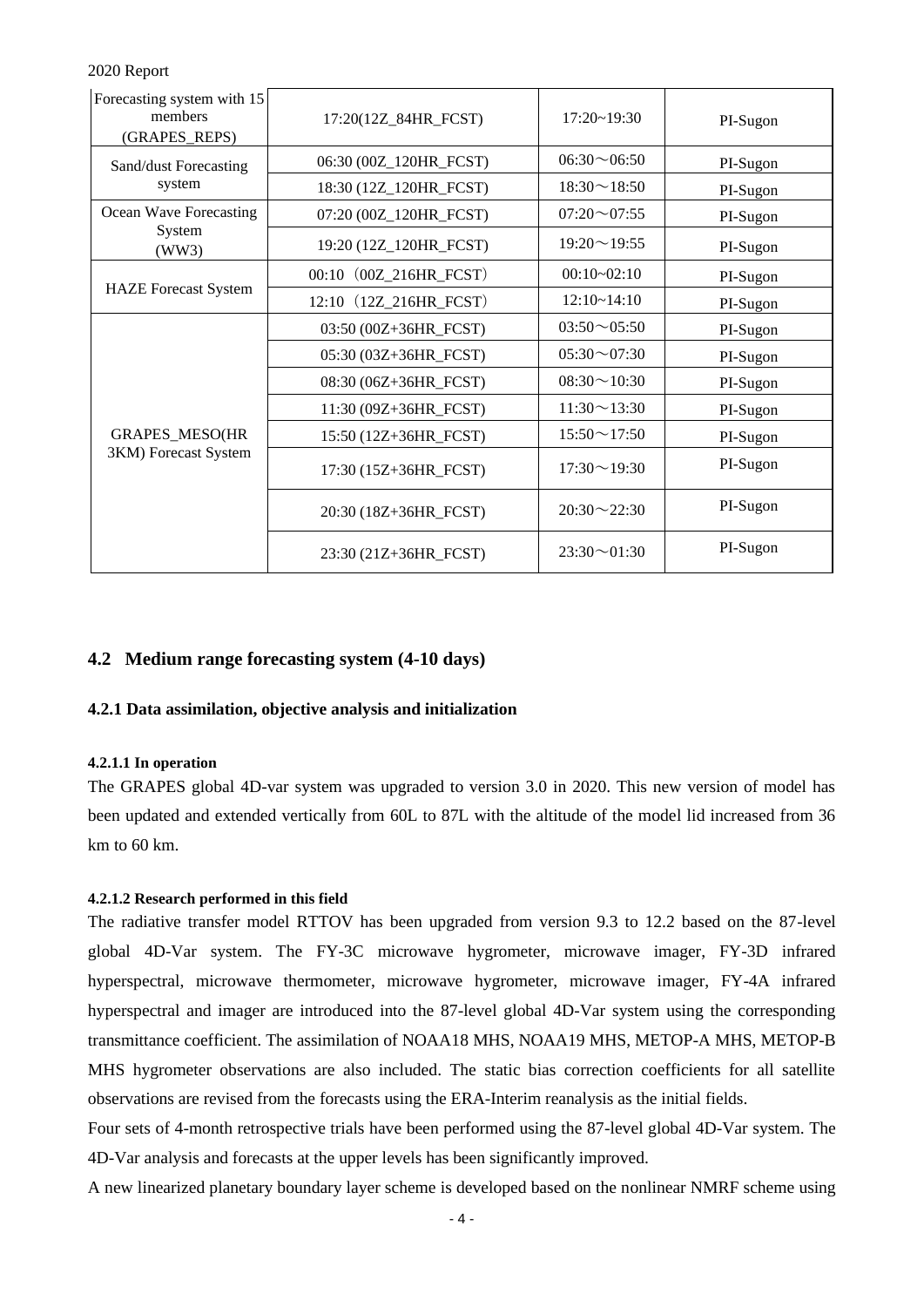| | | | |
|---|---|---|---|
| Forecasting system with 15 members (GRAPES_REPS) | 17:20(12Z_84HR_FCST) | 17:20~19:30 | PI-Sugon |
| Sand/dust Forecasting system | 06:30 (00Z_120HR_FCST) | 06:30～06:50 | PI-Sugon |
| | 18:30 (12Z_120HR_FCST) | 18:30～18:50 | PI-Sugon |
| Ocean Wave Forecasting System (WW3) | 07:20 (00Z_120HR_FCST) | 07:20～07:55 | PI-Sugon |
| | 19:20 (12Z_120HR_FCST) | 19:20～19:55 | PI-Sugon |
| HAZE Forecast System | 00:10（00Z_216HR_FCST） | 00:10~02:10 | PI-Sugon |
| | 12:10（12Z_216HR_FCST） | 12:10~14:10 | PI-Sugon |
| GRAPES_MESO(HR 3KM) Forecast System | 03:50 (00Z+36HR_FCST) | 03:50～05:50 | PI-Sugon |
| | 05:30 (03Z+36HR_FCST) | 05:30～07:30 | PI-Sugon |
| | 08:30 (06Z+36HR_FCST) | 08:30～10:30 | PI-Sugon |
| | 11:30 (09Z+36HR_FCST) | 11:30～13:30 | PI-Sugon |
| | 15:50 (12Z+36HR_FCST) | 15:50～17:50 | PI-Sugon |
| | 17:30 (15Z+36HR_FCST) | 17:30～19:30 | PI-Sugon |
| | 20:30 (18Z+36HR_FCST) | 20:30～22:30 | PI-Sugon |
| | 23:30 (21Z+36HR_FCST) | 23:30～01:30 | PI-Sugon |

## 4.2 Medium range forecasting system (4-10 days)

### 4.2.1 Data assimilation, objective analysis and initialization

#### 4.2.1.1 In operation

The GRAPES global 4D-var system was upgraded to version 3.0 in 2020. This new version of model has been updated and extended vertically from 60L to 87L with the altitude of the model lid increased from 36 km to 60 km.

#### 4.2.1.2 Research performed in this field

The radiative transfer model RTTOV has been upgraded from version 9.3 to 12.2 based on the 87-level global 4D-Var system. The FY-3C microwave hygrometer, microwave imager, FY-3D infrared hyperspectral, microwave thermometer, microwave hygrometer, microwave imager, FY-4A infrared hyperspectral and imager are introduced into the 87-level global 4D-Var system using the corresponding transmittance coefficient. The assimilation of NOAA18 MHS, NOAA19 MHS, METOP-A MHS, METOP-B MHS hygrometer observations are also included. The static bias correction coefficients for all satellite observations are revised from the forecasts using the ERA-Interim reanalysis as the initial fields.

Four sets of 4-month retrospective trials have been performed using the 87-level global 4D-Var system. The 4D-Var analysis and forecasts at the upper levels has been significantly improved.

A new linearized planetary boundary layer scheme is developed based on the nonlinear NMRF scheme using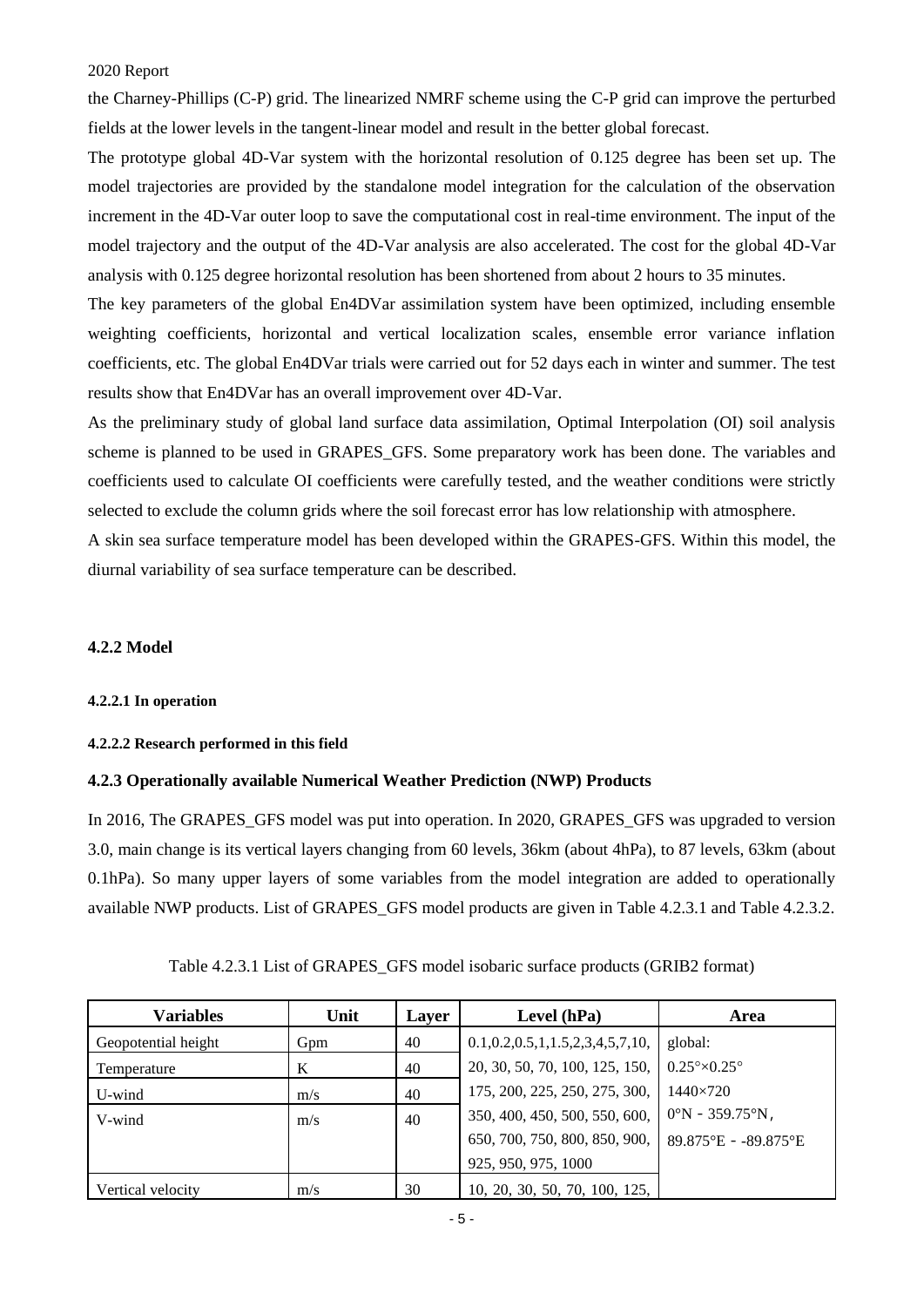the Charney-Phillips (C-P) grid. The linearized NMRF scheme using the C-P grid can improve the perturbed fields at the lower levels in the tangent-linear model and result in the better global forecast.

The prototype global 4D-Var system with the horizontal resolution of 0.125 degree has been set up. The model trajectories are provided by the standalone model integration for the calculation of the observation increment in the 4D-Var outer loop to save the computational cost in real-time environment. The input of the model trajectory and the output of the 4D-Var analysis are also accelerated. The cost for the global 4D-Var analysis with 0.125 degree horizontal resolution has been shortened from about 2 hours to 35 minutes.

The key parameters of the global En4DVar assimilation system have been optimized, including ensemble weighting coefficients, horizontal and vertical localization scales, ensemble error variance inflation coefficients, etc. The global En4DVar trials were carried out for 52 days each in winter and summer. The test results show that En4DVar has an overall improvement over 4D-Var.

As the preliminary study of global land surface data assimilation, Optimal Interpolation (OI) soil analysis scheme is planned to be used in GRAPES_GFS. Some preparatory work has been done. The variables and coefficients used to calculate OI coefficients were carefully tested, and the weather conditions were strictly selected to exclude the column grids where the soil forecast error has low relationship with atmosphere.

A skin sea surface temperature model has been developed within the GRAPES-GFS. Within this model, the diurnal variability of sea surface temperature can be described.

### 4.2.2 Model

#### 4.2.2.1 In operation

#### 4.2.2.2 Research performed in this field

### 4.2.3 Operationally available Numerical Weather Prediction (NWP) Products

In 2016, The GRAPES_GFS model was put into operation. In 2020, GRAPES_GFS was upgraded to version 3.0, main change is its vertical layers changing from 60 levels, 36km (about 4hPa), to 87 levels, 63km (about 0.1hPa). So many upper layers of some variables from the model integration are added to operationally available NWP products. List of GRAPES_GFS model products are given in Table 4.2.3.1 and Table 4.2.3.2.

Table 4.2.3.1 List of GRAPES_GFS model isobaric surface products (GRIB2 format)

| Variables | Unit | Layer | Level (hPa) | Area |
|---|---|---|---|---|
| Geopotential height | Gpm | 40 | 0.1,0.2,0.5,1,1.5,2,3,4,5,7,10, 20, 30, 50, 70, 100, 125, 150, 175, 200, 225, 250, 275, 300, 350, 400, 450, 500, 550, 600, 650, 700, 750, 800, 850, 900, 925, 950, 975, 1000 | global: 0.25°×0.25° 1440×720 0°N - 359.75°N, 89.875°E - -89.875°E |
| Temperature | K | 40 | | |
| U-wind | m/s | 40 | | |
| V-wind | m/s | 40 | | |
| Vertical velocity | m/s | 30 | 10, 20, 30, 50, 70, 100, 125, | |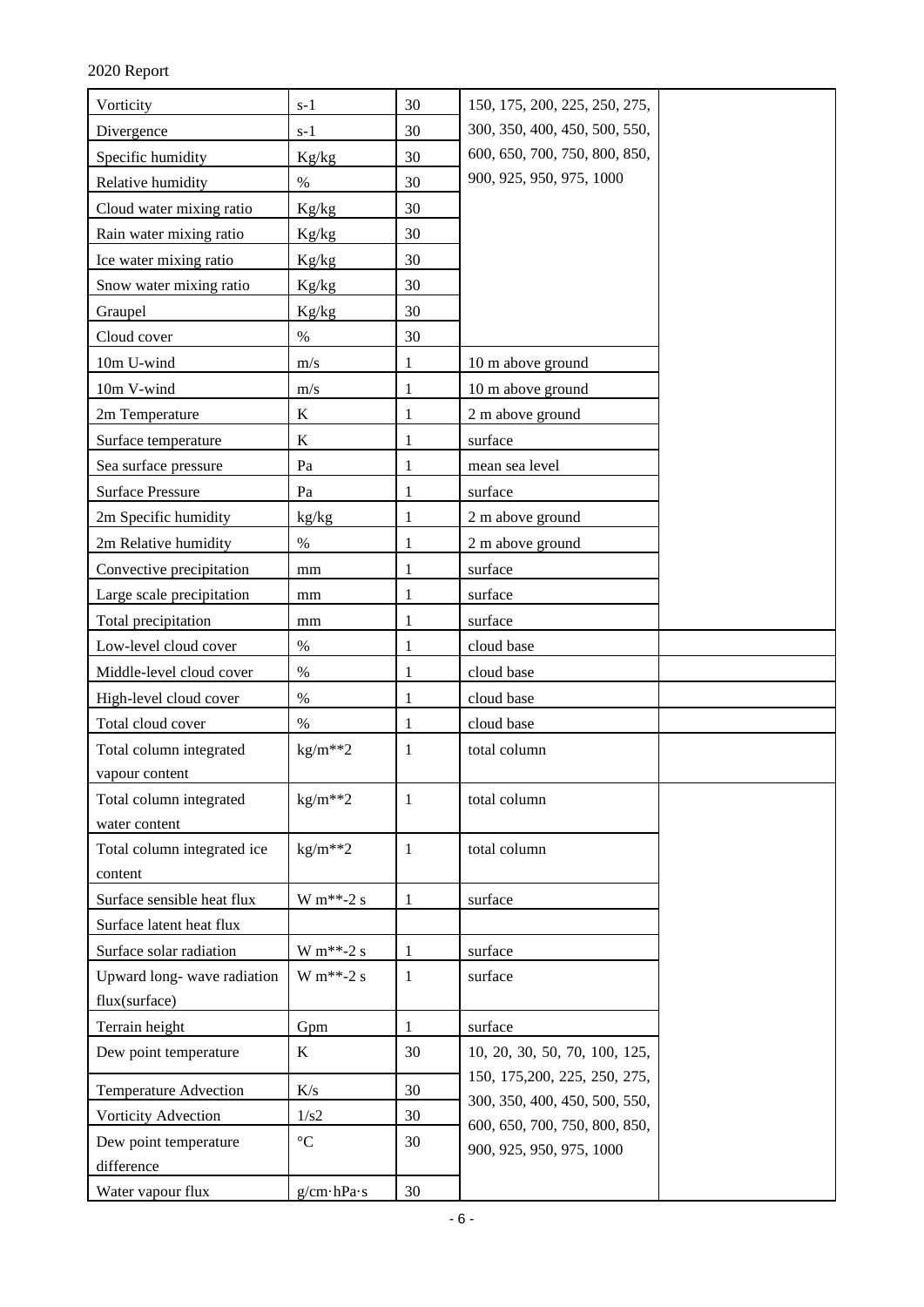| | | | | |
|---|---|---|---|---|
| Vorticity | s-1 | 30 | 150, 175, 200, 225, 250, 275, 300, 350, 400, 450, 500, 550, 600, 650, 700, 750, 800, 850, 900, 925, 950, 975, 1000 | |
| Divergence | s-1 | 30 | | |
| Specific humidity | Kg/kg | 30 | | |
| Relative humidity | % | 30 | | |
| Cloud water mixing ratio | Kg/kg | 30 | | |
| Rain water mixing ratio | Kg/kg | 30 | | |
| Ice water mixing ratio | Kg/kg | 30 | | |
| Snow water mixing ratio | Kg/kg | 30 | | |
| Graupel | Kg/kg | 30 | | |
| Cloud cover | % | 30 | | |
| 10m U-wind | m/s | 1 | 10 m above ground | |
| 10m V-wind | m/s | 1 | 10 m above ground | |
| 2m Temperature | K | 1 | 2 m above ground | |
| Surface temperature | K | 1 | surface | |
| Sea surface pressure | Pa | 1 | mean sea level | |
| Surface Pressure | Pa | 1 | surface | |
| 2m Specific humidity | kg/kg | 1 | 2 m above ground | |
| 2m Relative humidity | % | 1 | 2 m above ground | |
| Convective precipitation | mm | 1 | surface | |
| Large scale precipitation | mm | 1 | surface | |
| Total precipitation | mm | 1 | surface | |
| Low-level cloud cover | % | 1 | cloud base | |
| Middle-level cloud cover | % | 1 | cloud base | |
| High-level cloud cover | % | 1 | cloud base | |
| Total cloud cover | % | 1 | cloud base | |
| Total column integrated vapour content | kg/m**2 | 1 | total column | |
| Total column integrated water content | kg/m**2 | 1 | total column | |
| Total column integrated ice content | kg/m**2 | 1 | total column | |
| Surface sensible heat flux | W m**-2 s | 1 | surface | |
| Surface latent heat flux | | | | |
| Surface solar radiation | W m**-2 s | 1 | surface | |
| Upward long- wave radiation flux(surface) | W m**-2 s | 1 | surface | |
| Terrain height | Gpm | 1 | surface | |
| Dew point temperature | K | 30 | 10, 20, 30, 50, 70, 100, 125, 150, 175,200, 225, 250, 275, 300, 350, 400, 450, 500, 550, 600, 650, 700, 750, 800, 850, 900, 925, 950, 975, 1000 | |
| Temperature Advection | K/s | 30 | | |
| Vorticity Advection | 1/s2 | 30 | | |
| Dew point temperature difference | °C | 30 | | |
| Water vapour flux | g/cm·hPa·s | 30 | | |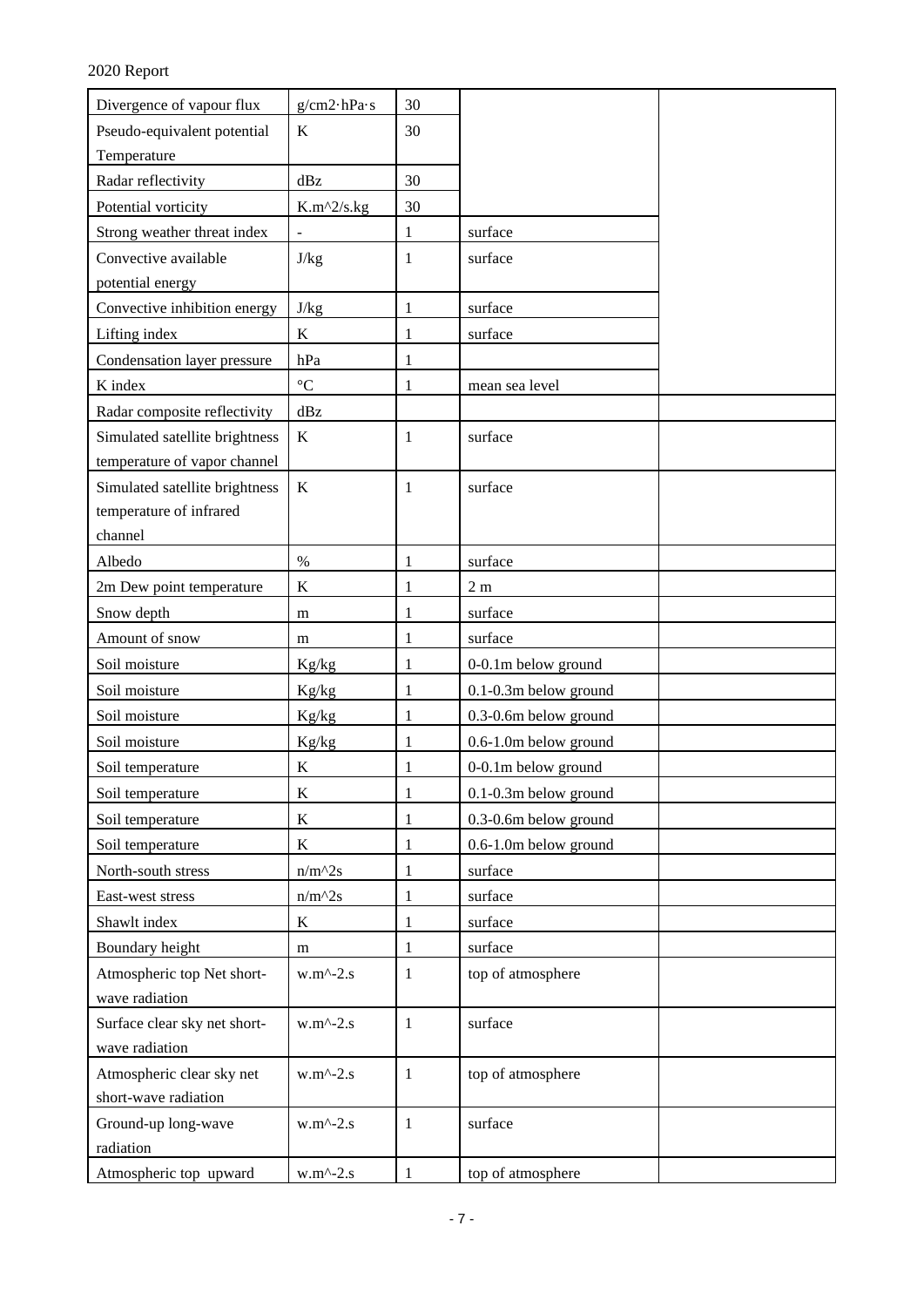| | | | | |
|---|---|---|---|---|
| Divergence of vapour flux | g/cm2·hPa·s | 30 | | |
| Pseudo-equivalent potential Temperature | K | 30 | | |
| Radar reflectivity | dBz | 30 | | |
| Potential vorticity | K.m^2/s.kg | 30 | | |
| Strong weather threat index | - | 1 | surface | |
| Convective available potential energy | J/kg | 1 | surface | |
| Convective inhibition energy | J/kg | 1 | surface | |
| Lifting index | K | 1 | surface | |
| Condensation layer pressure | hPa | 1 | | |
| K index | °C | 1 | mean sea level | |
| Radar composite reflectivity | dBz | | | |
| Simulated satellite brightness temperature of vapor channel | K | 1 | surface | |
| Simulated satellite brightness temperature of infrared channel | K | 1 | surface | |
| Albedo | % | 1 | surface | |
| 2m Dew point temperature | K | 1 | 2 m | |
| Snow depth | m | 1 | surface | |
| Amount of snow | m | 1 | surface | |
| Soil moisture | Kg/kg | 1 | 0-0.1m below ground | |
| Soil moisture | Kg/kg | 1 | 0.1-0.3m below ground | |
| Soil moisture | Kg/kg | 1 | 0.3-0.6m below ground | |
| Soil moisture | Kg/kg | 1 | 0.6-1.0m below ground | |
| Soil temperature | K | 1 | 0-0.1m below ground | |
| Soil temperature | K | 1 | 0.1-0.3m below ground | |
| Soil temperature | K | 1 | 0.3-0.6m below ground | |
| Soil temperature | K | 1 | 0.6-1.0m below ground | |
| North-south stress | n/m^2s | 1 | surface | |
| East-west stress | n/m^2s | 1 | surface | |
| Shawlt index | K | 1 | surface | |
| Boundary height | m | 1 | surface | |
| Atmospheric top Net short-wave radiation | w.m^-2.s | 1 | top of atmosphere | |
| Surface clear sky net short-wave radiation | w.m^-2.s | 1 | surface | |
| Atmospheric clear sky net short-wave radiation | w.m^-2.s | 1 | top of atmosphere | |
| Ground-up long-wave radiation | w.m^-2.s | 1 | surface | |
| Atmospheric top upward | w.m^-2.s | 1 | top of atmosphere | |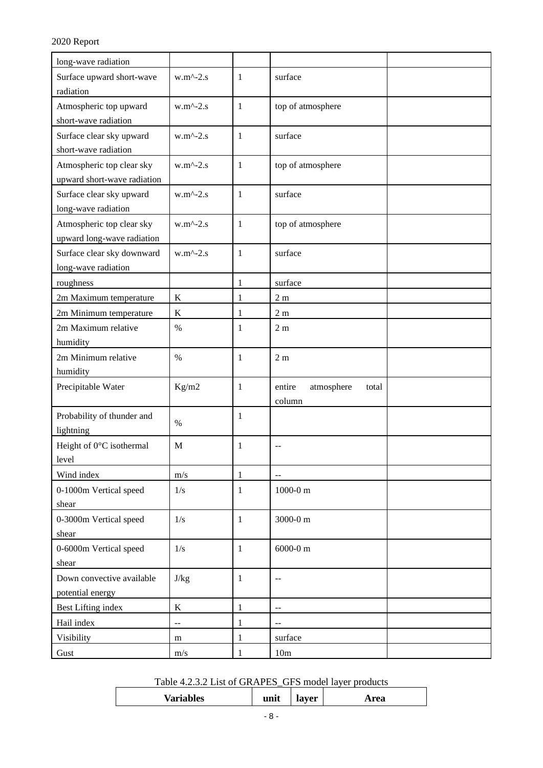| | | | | |
|---|---|---|---|---|
| long-wave radiation | | | | |
| Surface upward short-wave radiation | w.m^-2.s | 1 | surface | |
| Atmospheric top upward short-wave radiation | w.m^-2.s | 1 | top of atmosphere | |
| Surface clear sky upward short-wave radiation | w.m^-2.s | 1 | surface | |
| Atmospheric top clear sky upward short-wave radiation | w.m^-2.s | 1 | top of atmosphere | |
| Surface clear sky upward long-wave radiation | w.m^-2.s | 1 | surface | |
| Atmospheric top clear sky upward long-wave radiation | w.m^-2.s | 1 | top of atmosphere | |
| Surface clear sky downward long-wave radiation | w.m^-2.s | 1 | surface | |
| roughness | | 1 | surface | |
| 2m Maximum temperature | K | 1 | 2 m | |
| 2m Minimum temperature | K | 1 | 2 m | |
| 2m Maximum relative humidity | % | 1 | 2 m | |
| 2m Minimum relative humidity | % | 1 | 2 m | |
| Precipitable Water | Kg/m2 | 1 | entire atmosphere total column | |
| Probability of thunder and lightning | % | 1 | | |
| Height of 0°C isothermal level | M | 1 | -- | |
| Wind index | m/s | 1 | -- | |
| 0-1000m Vertical speed shear | 1/s | 1 | 1000-0 m | |
| 0-3000m Vertical speed shear | 1/s | 1 | 3000-0 m | |
| 0-6000m Vertical speed shear | 1/s | 1 | 6000-0 m | |
| Down convective available potential energy | J/kg | 1 | -- | |
| Best Lifting index | K | 1 | -- | |
| Hail index | -- | 1 | -- | |
| Visibility | m | 1 | surface | |
| Gust | m/s | 1 | 10m | |

Table 4.2.3.2 List of GRAPES_GFS model layer products

| Variables | unit | layer | Area |
|---|---|---|---|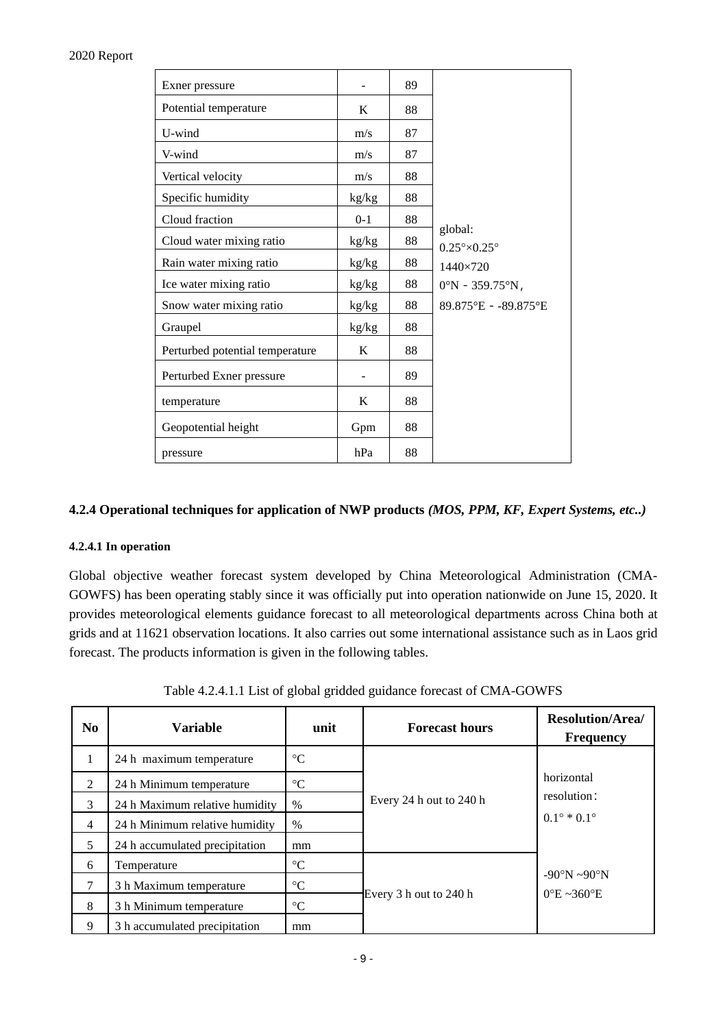| | | | |
|---|---|---|---|
| Exner pressure | - | 89 | global:<br>0.25°×0.25°<br>1440×720<br>0°N - 359.75°N,<br>89.875°E - -89.875°E |
| Potential temperature | K | 88 | |
| U-wind | m/s | 87 | |
| V-wind | m/s | 87 | |
| Vertical velocity | m/s | 88 | |
| Specific humidity | kg/kg | 88 | |
| Cloud fraction | 0-1 | 88 | |
| Cloud water mixing ratio | kg/kg | 88 | |
| Rain water mixing ratio | kg/kg | 88 | |
| Ice water mixing ratio | kg/kg | 88 | |
| Snow water mixing ratio | kg/kg | 88 | |
| Graupel | kg/kg | 88 | |
| Perturbed potential temperature | K | 88 | |
| Perturbed Exner pressure | - | 89 | |
| temperature | K | 88 | |
| Geopotential height | Gpm | 88 | |
| pressure | hPa | 88 | |

### 4.2.4 Operational techniques for application of NWP products *(MOS, PPM, KF, Expert Systems, etc..)*

#### 4.2.4.1 In operation

Global objective weather forecast system developed by China Meteorological Administration (CMA-GOWFS) has been operating stably since it was officially put into operation nationwide on June 15, 2020. It provides meteorological elements guidance forecast to all meteorological departments across China both at grids and at 11621 observation locations. It also carries out some international assistance such as in Laos grid forecast. The products information is given in the following tables.

Table 4.2.4.1.1 List of global gridded guidance forecast of CMA-GOWFS

| No | Variable | unit | Forecast hours | Resolution/Area/ Frequency |
|---|---|---|---|---|
| 1 | 24 h maximum temperature | °C | Every 24 h out to 240 h | horizontal resolution：<br>0.1° * 0.1°<br><br>-90°N ~90°N<br>0°E ~360°E |
| 2 | 24 h Minimum temperature | °C | | |
| 3 | 24 h Maximum relative humidity | % | | |
| 4 | 24 h Minimum relative humidity | % | | |
| 5 | 24 h accumulated precipitation | mm | | |
| 6 | Temperature | °C | Every 3 h out to 240 h | |
| 7 | 3 h Maximum temperature | °C | | |
| 8 | 3 h Minimum temperature | °C | | |
| 9 | 3 h accumulated precipitation | mm | | |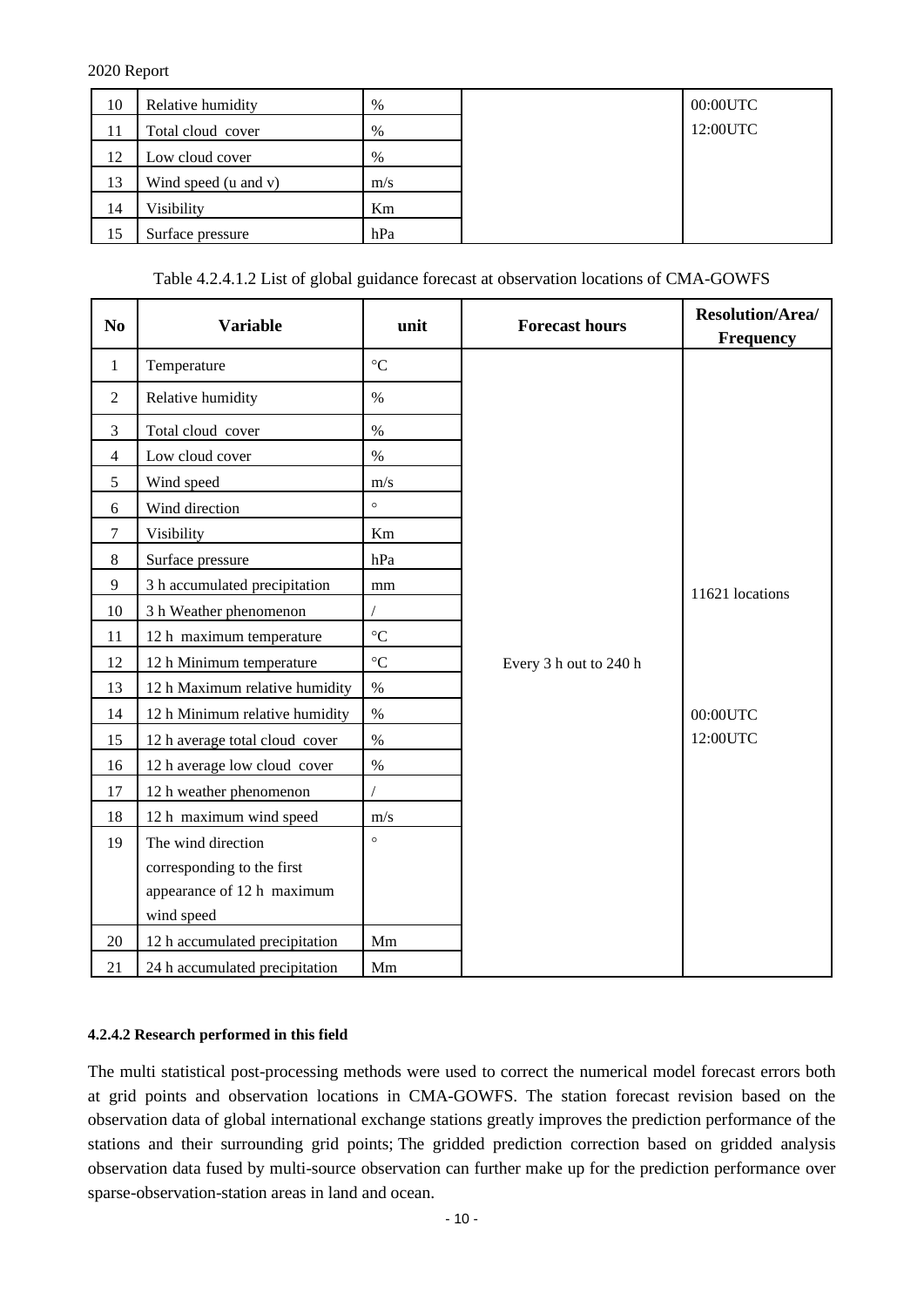| | | | | |
|---|---|---|---|---|
| 10 | Relative humidity | % | | 00:00UTC |
| 11 | Total cloud cover | % | | 12:00UTC |
| 12 | Low cloud cover | % | | |
| 13 | Wind speed (u and v) | m/s | | |
| 14 | Visibility | Km | | |
| 15 | Surface pressure | hPa | | |

Table 4.2.4.1.2 List of global guidance forecast at observation locations of CMA-GOWFS

| No | Variable | unit | Forecast hours | Resolution/Area/ Frequency |
|---|---|---|---|---|
| 1 | Temperature | °C | Every 3 h out to 240 h | 11621 locations 00:00UTC 12:00UTC |
| 2 | Relative humidity | % | | |
| 3 | Total cloud cover | % | | |
| 4 | Low cloud cover | % | | |
| 5 | Wind speed | m/s | | |
| 6 | Wind direction | ° | | |
| 7 | Visibility | Km | | |
| 8 | Surface pressure | hPa | | |
| 9 | 3 h accumulated precipitation | mm | | |
| 10 | 3 h Weather phenomenon | / | | |
| 11 | 12 h maximum temperature | °C | | |
| 12 | 12 h Minimum temperature | °C | | |
| 13 | 12 h Maximum relative humidity | % | | |
| 14 | 12 h Minimum relative humidity | % | | |
| 15 | 12 h average total cloud cover | % | | |
| 16 | 12 h average low cloud cover | % | | |
| 17 | 12 h weather phenomenon | / | | |
| 18 | 12 h maximum wind speed | m/s | | |
| 19 | The wind direction corresponding to the first appearance of 12 h maximum wind speed | ° | | |
| 20 | 12 h accumulated precipitation | Mm | | |
| 21 | 24 h accumulated precipitation | Mm | | |

#### 4.2.4.2 Research performed in this field

The multi statistical post-processing methods were used to correct the numerical model forecast errors both at grid points and observation locations in CMA-GOWFS. The station forecast revision based on the observation data of global international exchange stations greatly improves the prediction performance of the stations and their surrounding grid points; The gridded prediction correction based on gridded analysis observation data fused by multi-source observation can further make up for the prediction performance over sparse-observation-station areas in land and ocean.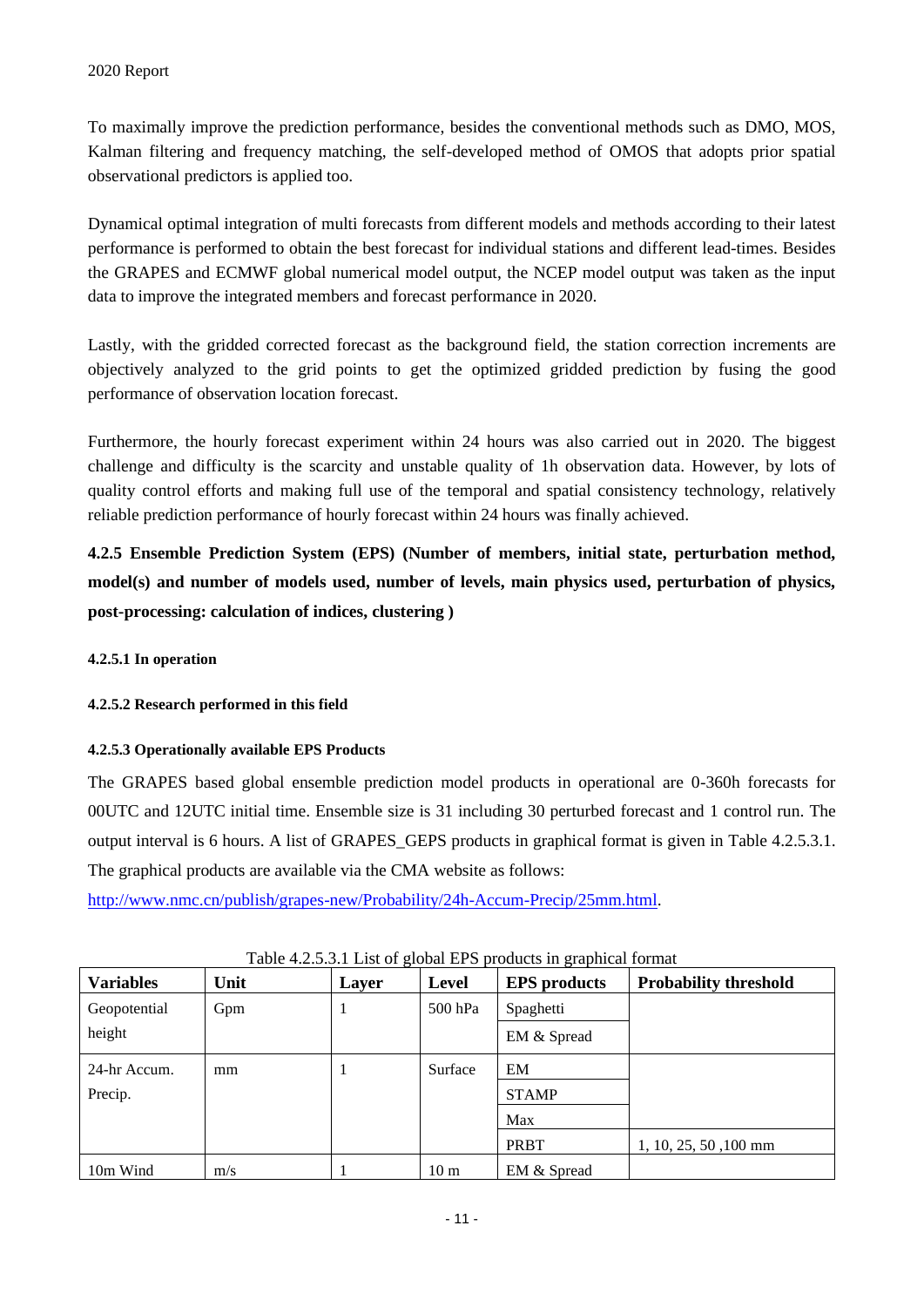To maximally improve the prediction performance, besides the conventional methods such as DMO, MOS, Kalman filtering and frequency matching, the self-developed method of OMOS that adopts prior spatial observational predictors is applied too.

Dynamical optimal integration of multi forecasts from different models and methods according to their latest performance is performed to obtain the best forecast for individual stations and different lead-times. Besides the GRAPES and ECMWF global numerical model output, the NCEP model output was taken as the input data to improve the integrated members and forecast performance in 2020.

Lastly, with the gridded corrected forecast as the background field, the station correction increments are objectively analyzed to the grid points to get the optimized gridded prediction by fusing the good performance of observation location forecast.

Furthermore, the hourly forecast experiment within 24 hours was also carried out in 2020. The biggest challenge and difficulty is the scarcity and unstable quality of 1h observation data. However, by lots of quality control efforts and making full use of the temporal and spatial consistency technology, relatively reliable prediction performance of hourly forecast within 24 hours was finally achieved.

### 4.2.5 Ensemble Prediction System (EPS) (Number of members, initial state, perturbation method, model(s) and number of models used, number of levels, main physics used, perturbation of physics, post-processing: calculation of indices, clustering )

#### 4.2.5.1 In operation

#### 4.2.5.2 Research performed in this field

#### 4.2.5.3 Operationally available EPS Products

The GRAPES based global ensemble prediction model products in operational are 0-360h forecasts for 00UTC and 12UTC initial time. Ensemble size is 31 including 30 perturbed forecast and 1 control run. The output interval is 6 hours. A list of GRAPES_GEPS products in graphical format is given in Table 4.2.5.3.1. The graphical products are available via the CMA website as follows:

http://www.nmc.cn/publish/grapes-new/Probability/24h-Accum-Precip/25mm.html.

Table 4.2.5.3.1 List of global EPS products in graphical format

| Variables | Unit | Layer | Level | EPS products | Probability threshold |
|---|---|---|---|---|---|
| Geopotential height | Gpm | 1 | 500 hPa | Spaghetti | |
| | | | | EM & Spread | |
| 24-hr Accum. Precip. | mm | 1 | Surface | EM | |
| | | | | STAMP | |
| | | | | Max | |
| | | | | PRBT | 1, 10, 25, 50 ,100 mm |
| 10m Wind | m/s | 1 | 10 m | EM & Spread | |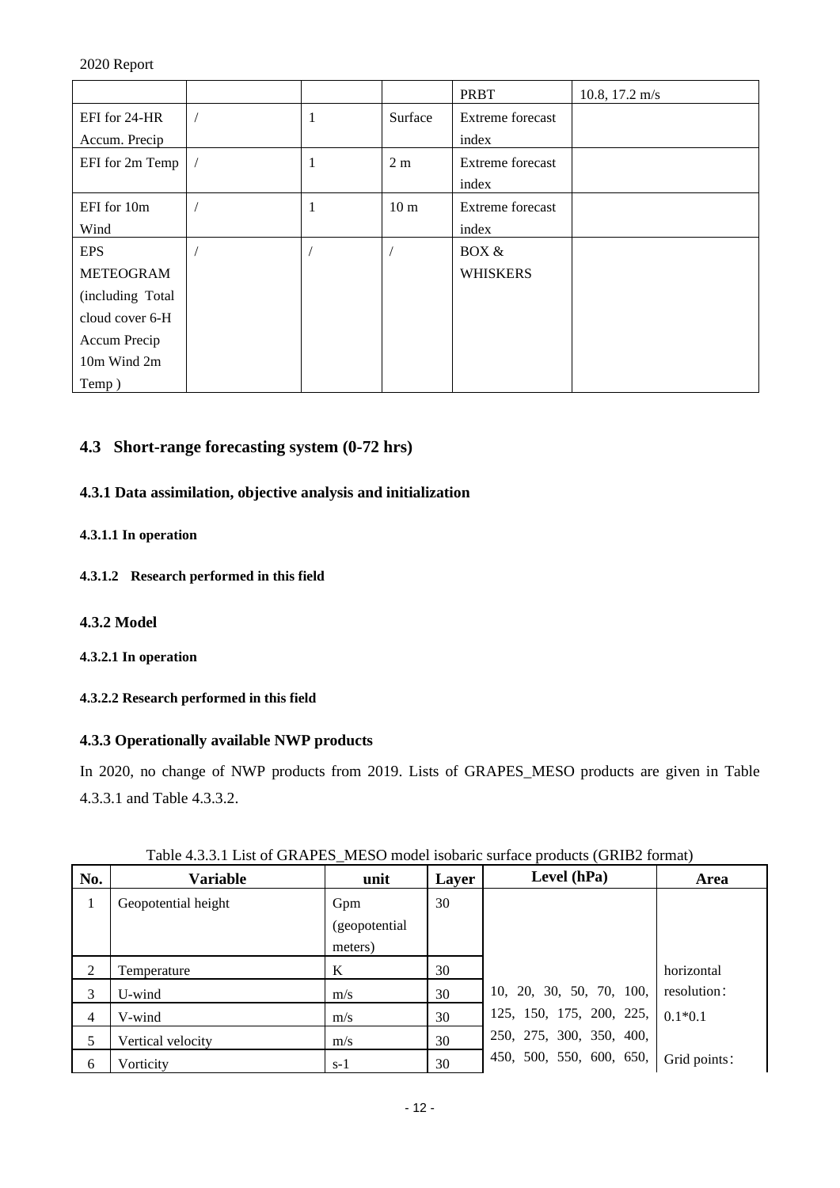| | | | | | |
|---|---|---|---|---|---|
| | | | | PRBT | 10.8, 17.2 m/s |
| EFI for 24-HR Accum. Precip | / | 1 | Surface | Extreme forecast index | |
| EFI for 2m Temp | / | 1 | 2 m | Extreme forecast index | |
| EFI for 10m Wind | / | 1 | 10 m | Extreme forecast index | |
| EPS METEOGRAM (including Total cloud cover 6-H Accum Precip 10m Wind 2m Temp ) | / | / | / | BOX & WHISKERS | |

## 4.3 Short-range forecasting system (0-72 hrs)

### 4.3.1 Data assimilation, objective analysis and initialization

#### 4.3.1.1 In operation

#### 4.3.1.2 Research performed in this field

### 4.3.2 Model

#### 4.3.2.1 In operation

#### 4.3.2.2 Research performed in this field

### 4.3.3 Operationally available NWP products

In 2020, no change of NWP products from 2019. Lists of GRAPES_MESO products are given in Table 4.3.3.1 and Table 4.3.3.2.

Table 4.3.3.1 List of GRAPES_MESO model isobaric surface products (GRIB2 format)

| No. | Variable | unit | Layer | Level (hPa) | Area |
|---|---|---|---|---|---|
| 1 | Geopotential height | Gpm (geopotential meters) | 30 | 10, 20, 30, 50, 70, 100, 125, 150, 175, 200, 225, 250, 275, 300, 350, 400, 450, 500, 550, 600, 650, | horizontal resolution: 0.1*0.1 Grid points: |
| 2 | Temperature | K | 30 | | |
| 3 | U-wind | m/s | 30 | | |
| 4 | V-wind | m/s | 30 | | |
| 5 | Vertical velocity | m/s | 30 | | |
| 6 | Vorticity | s-1 | 30 | | |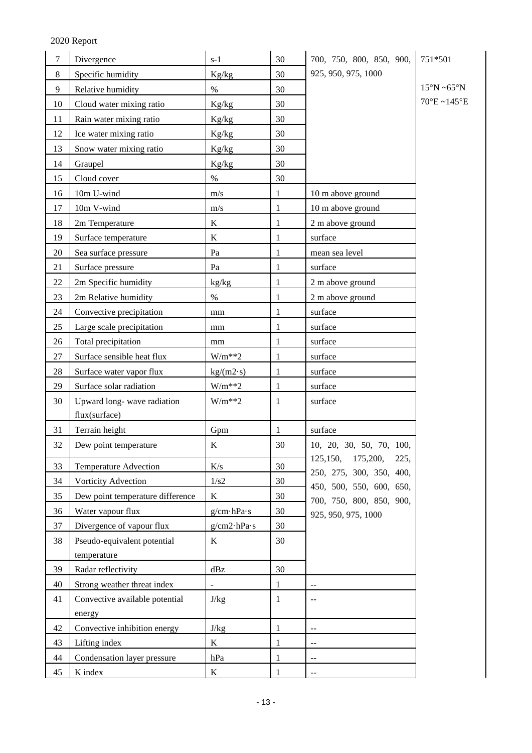| | | | | | |
|---|---|---|---|---|---|
| 7 | Divergence | s-1 | 30 | 700, 750, 800, 850, 900, 925, 950, 975, 1000 | 751*501<br>15°N ~65°N<br>70°E ~145°E |
| 8 | Specific humidity | Kg/kg | 30 | | |
| 9 | Relative humidity | % | 30 | | |
| 10 | Cloud water mixing ratio | Kg/kg | 30 | | |
| 11 | Rain water mixing ratio | Kg/kg | 30 | | |
| 12 | Ice water mixing ratio | Kg/kg | 30 | | |
| 13 | Snow water mixing ratio | Kg/kg | 30 | | |
| 14 | Graupel | Kg/kg | 30 | | |
| 15 | Cloud cover | % | 30 | | |
| 16 | 10m U-wind | m/s | 1 | 10 m above ground | |
| 17 | 10m V-wind | m/s | 1 | 10 m above ground | |
| 18 | 2m Temperature | K | 1 | 2 m above ground | |
| 19 | Surface temperature | K | 1 | surface | |
| 20 | Sea surface pressure | Pa | 1 | mean sea level | |
| 21 | Surface pressure | Pa | 1 | surface | |
| 22 | 2m Specific humidity | kg/kg | 1 | 2 m above ground | |
| 23 | 2m Relative humidity | % | 1 | 2 m above ground | |
| 24 | Convective precipitation | mm | 1 | surface | |
| 25 | Large scale precipitation | mm | 1 | surface | |
| 26 | Total precipitation | mm | 1 | surface | |
| 27 | Surface sensible heat flux | W/m**2 | 1 | surface | |
| 28 | Surface water vapor flux | kg/(m2·s) | 1 | surface | |
| 29 | Surface solar radiation | W/m**2 | 1 | surface | |
| 30 | Upward long- wave radiation flux(surface) | W/m**2 | 1 | surface | |
| 31 | Terrain height | Gpm | 1 | surface | |
| 32 | Dew point temperature | K | 30 | 10, 20, 30, 50, 70, 100, 125,150, 175,200, 225, 250, 275, 300, 350, 400, 450, 500, 550, 600, 650, 700, 750, 800, 850, 900, 925, 950, 975, 1000 | |
| 33 | Temperature Advection | K/s | 30 | | |
| 34 | Vorticity Advection | 1/s2 | 30 | | |
| 35 | Dew point temperature difference | K | 30 | | |
| 36 | Water vapour flux | g/cm·hPa·s | 30 | | |
| 37 | Divergence of vapour flux | g/cm2·hPa·s | 30 | | |
| 38 | Pseudo-equivalent potential temperature | K | 30 | | |
| 39 | Radar reflectivity | dBz | 30 | | |
| 40 | Strong weather threat index | - | 1 | -- | |
| 41 | Convective available potential energy | J/kg | 1 | -- | |
| 42 | Convective inhibition energy | J/kg | 1 | -- | |
| 43 | Lifting index | K | 1 | -- | |
| 44 | Condensation layer pressure | hPa | 1 | -- | |
| 45 | K index | K | 1 | -- | |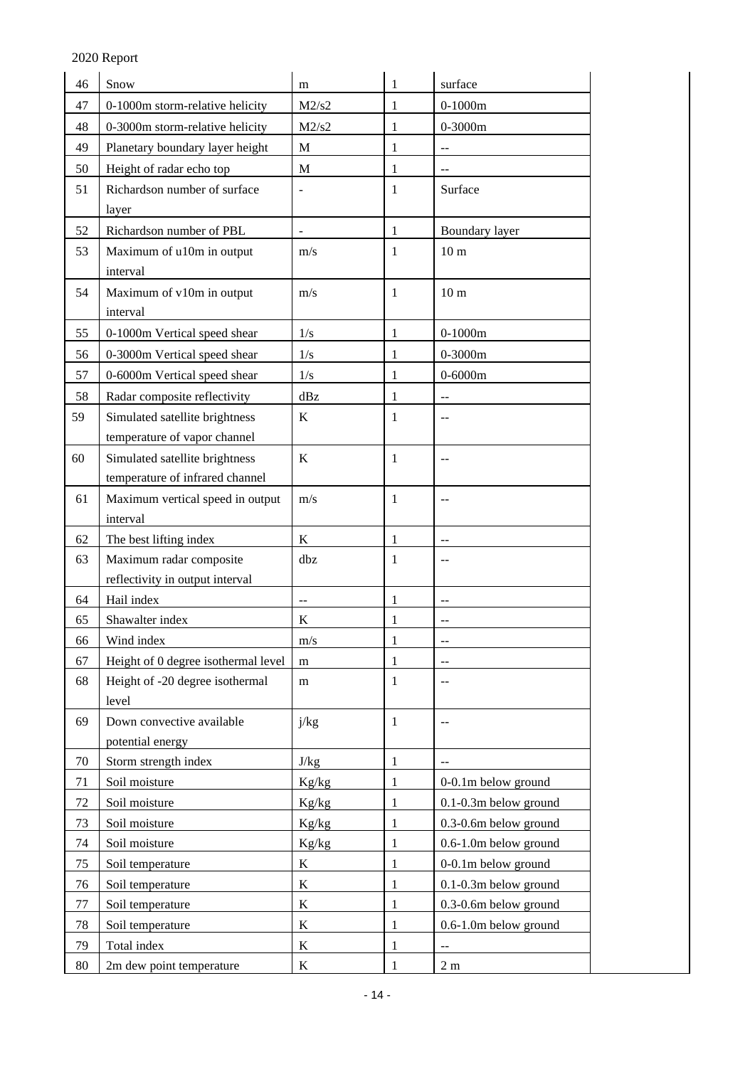| | | | | |
|---|---|---|---|---|
| 46 | Snow | m | 1 | surface |
| 47 | 0-1000m storm-relative helicity | M2/s2 | 1 | 0-1000m |
| 48 | 0-3000m storm-relative helicity | M2/s2 | 1 | 0-3000m |
| 49 | Planetary boundary layer height | M | 1 | -- |
| 50 | Height of radar echo top | M | 1 | -- |
| 51 | Richardson number of surface layer | - | 1 | Surface |
| 52 | Richardson number of PBL | - | 1 | Boundary layer |
| 53 | Maximum of u10m in output interval | m/s | 1 | 10 m |
| 54 | Maximum of v10m in output interval | m/s | 1 | 10 m |
| 55 | 0-1000m Vertical speed shear | 1/s | 1 | 0-1000m |
| 56 | 0-3000m Vertical speed shear | 1/s | 1 | 0-3000m |
| 57 | 0-6000m Vertical speed shear | 1/s | 1 | 0-6000m |
| 58 | Radar composite reflectivity | dBz | 1 | -- |
| 59 | Simulated satellite brightness temperature of vapor channel | K | 1 | -- |
| 60 | Simulated satellite brightness temperature of infrared channel | K | 1 | -- |
| 61 | Maximum vertical speed in output interval | m/s | 1 | -- |
| 62 | The best lifting index | K | 1 | -- |
| 63 | Maximum radar composite reflectivity in output interval | dbz | 1 | -- |
| 64 | Hail index | -- | 1 | -- |
| 65 | Shawalter index | K | 1 | -- |
| 66 | Wind index | m/s | 1 | -- |
| 67 | Height of 0 degree isothermal level | m | 1 | -- |
| 68 | Height of -20 degree isothermal level | m | 1 | -- |
| 69 | Down convective available potential energy | j/kg | 1 | -- |
| 70 | Storm strength index | J/kg | 1 | -- |
| 71 | Soil moisture | Kg/kg | 1 | 0-0.1m below ground |
| 72 | Soil moisture | Kg/kg | 1 | 0.1-0.3m below ground |
| 73 | Soil moisture | Kg/kg | 1 | 0.3-0.6m below ground |
| 74 | Soil moisture | Kg/kg | 1 | 0.6-1.0m below ground |
| 75 | Soil temperature | K | 1 | 0-0.1m below ground |
| 76 | Soil temperature | K | 1 | 0.1-0.3m below ground |
| 77 | Soil temperature | K | 1 | 0.3-0.6m below ground |
| 78 | Soil temperature | K | 1 | 0.6-1.0m below ground |
| 79 | Total index | K | 1 | -- |
| 80 | 2m dew point temperature | K | 1 | 2 m |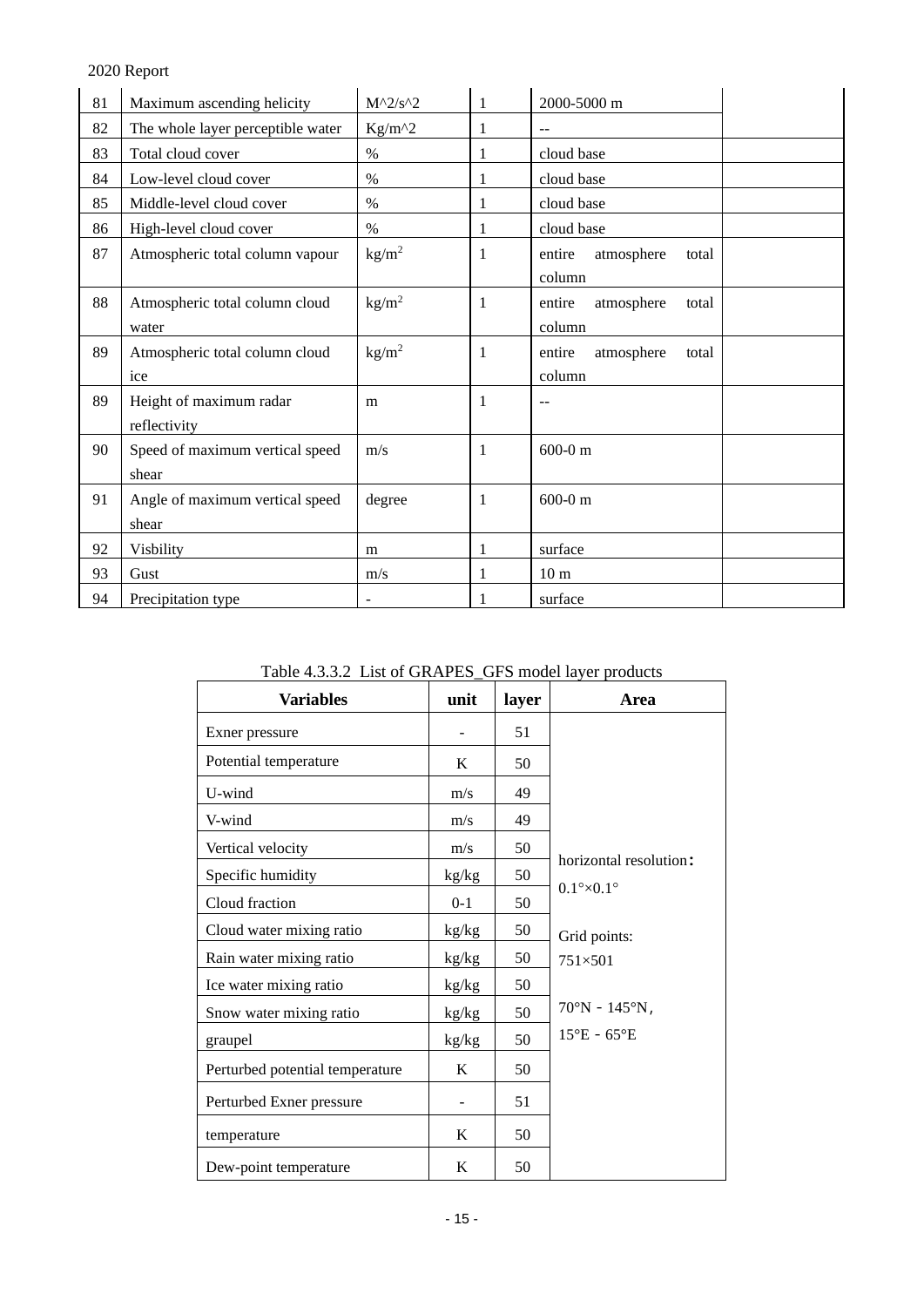| | | | | | |
|---|---|---|---|---|---|
| 81 | Maximum ascending helicity | M^2/s^2 | 1 | 2000-5000 m | |
| 82 | The whole layer perceptible water | Kg/m^2 | 1 | -- | |
| 83 | Total cloud cover | % | 1 | cloud base | |
| 84 | Low-level cloud cover | % | 1 | cloud base | |
| 85 | Middle-level cloud cover | % | 1 | cloud base | |
| 86 | High-level cloud cover | % | 1 | cloud base | |
| 87 | Atmospheric total column vapour | $kg/m^2$ | 1 | entire atmosphere total column | |
| 88 | Atmospheric total column cloud water | $kg/m^2$ | 1 | entire atmosphere total column | |
| 89 | Atmospheric total column cloud ice | $kg/m^2$ | 1 | entire atmosphere total column | |
| 89 | Height of maximum radar reflectivity | m | 1 | -- | |
| 90 | Speed of maximum vertical speed shear | m/s | 1 | 600-0 m | |
| 91 | Angle of maximum vertical speed shear | degree | 1 | 600-0 m | |
| 92 | Visbility | m | 1 | surface | |
| 93 | Gust | m/s | 1 | 10 m | |
| 94 | Precipitation type | - | 1 | surface | |

Table 4.3.3.2 List of GRAPES_GFS model layer products

| **Variables** | **unit** | **layer** | **Area** |
|---|---|---|---|
| Exner pressure | - | 51 | horizontal resolution: 0.1°×0.1° Grid points: 751×501 70°N - 145°N, 15°E - 65°E |
| Potential temperature | K | 50 | |
| U-wind | m/s | 49 | |
| V-wind | m/s | 49 | |
| Vertical velocity | m/s | 50 | |
| Specific humidity | kg/kg | 50 | |
| Cloud fraction | 0-1 | 50 | |
| Cloud water mixing ratio | kg/kg | 50 | |
| Rain water mixing ratio | kg/kg | 50 | |
| Ice water mixing ratio | kg/kg | 50 | |
| Snow water mixing ratio | kg/kg | 50 | |
| graupel | kg/kg | 50 | |
| Perturbed potential temperature | K | 50 | |
| Perturbed Exner pressure | - | 51 | |
| temperature | K | 50 | |
| Dew-point temperature | K | 50 | |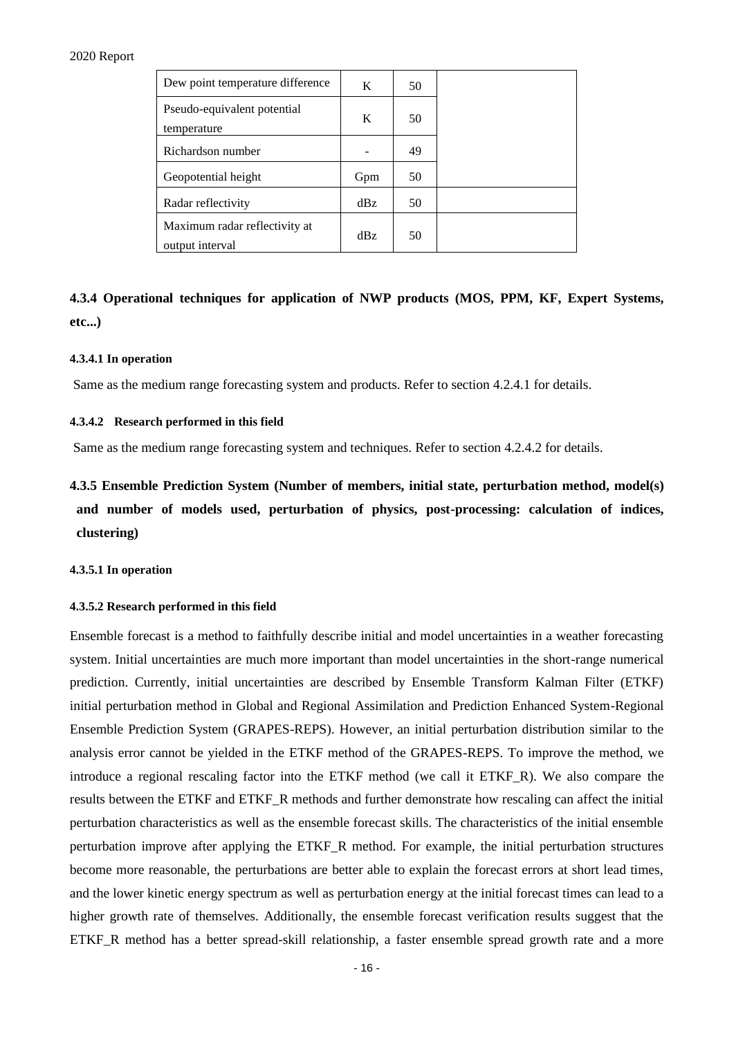| | | | |
|---|---|---|---|
| Dew point temperature difference | K | 50 | |
| Pseudo-equivalent potential temperature | K | 50 | |
| Richardson number | - | 49 | |
| Geopotential height | Gpm | 50 | |
| Radar reflectivity | dBz | 50 | |
| Maximum radar reflectivity at output interval | dBz | 50 | |

### 4.3.4 Operational techniques for application of NWP products (MOS, PPM, KF, Expert Systems, etc...)

#### 4.3.4.1 In operation

Same as the medium range forecasting system and products. Refer to section 4.2.4.1 for details.

#### 4.3.4.2 Research performed in this field

Same as the medium range forecasting system and techniques. Refer to section 4.2.4.2 for details.

### 4.3.5 Ensemble Prediction System (Number of members, initial state, perturbation method, model(s) and number of models used, perturbation of physics, post-processing: calculation of indices, clustering)

#### 4.3.5.1 In operation

#### 4.3.5.2 Research performed in this field

Ensemble forecast is a method to faithfully describe initial and model uncertainties in a weather forecasting system. Initial uncertainties are much more important than model uncertainties in the short-range numerical prediction. Currently, initial uncertainties are described by Ensemble Transform Kalman Filter (ETKF) initial perturbation method in Global and Regional Assimilation and Prediction Enhanced System-Regional Ensemble Prediction System (GRAPES-REPS). However, an initial perturbation distribution similar to the analysis error cannot be yielded in the ETKF method of the GRAPES-REPS. To improve the method, we introduce a regional rescaling factor into the ETKF method (we call it ETKF_R). We also compare the results between the ETKF and ETKF_R methods and further demonstrate how rescaling can affect the initial perturbation characteristics as well as the ensemble forecast skills. The characteristics of the initial ensemble perturbation improve after applying the ETKF_R method. For example, the initial perturbation structures become more reasonable, the perturbations are better able to explain the forecast errors at short lead times, and the lower kinetic energy spectrum as well as perturbation energy at the initial forecast times can lead to a higher growth rate of themselves. Additionally, the ensemble forecast verification results suggest that the ETKF_R method has a better spread-skill relationship, a faster ensemble spread growth rate and a more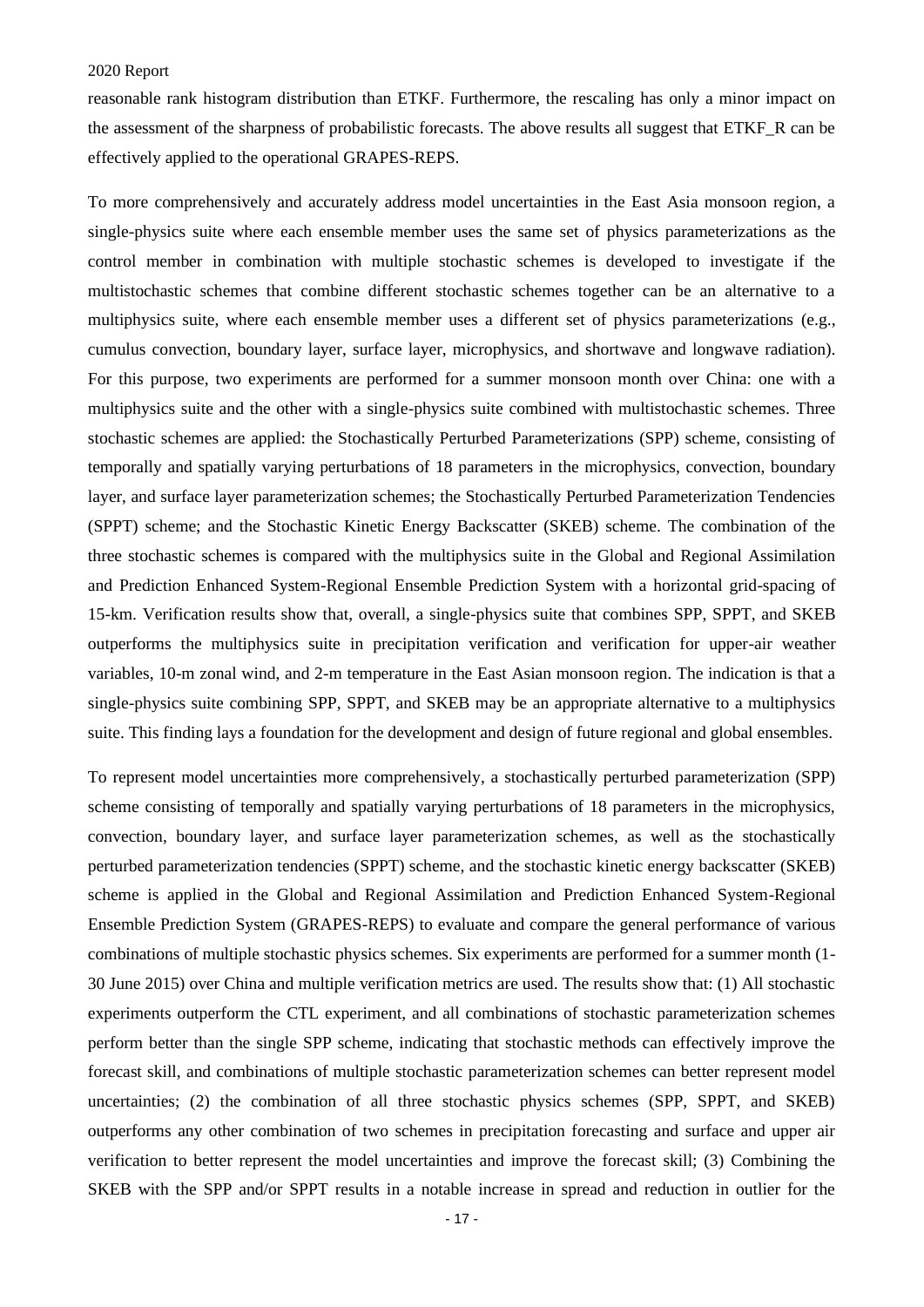reasonable rank histogram distribution than ETKF. Furthermore, the rescaling has only a minor impact on the assessment of the sharpness of probabilistic forecasts. The above results all suggest that ETKF_R can be effectively applied to the operational GRAPES-REPS.

To more comprehensively and accurately address model uncertainties in the East Asia monsoon region, a single-physics suite where each ensemble member uses the same set of physics parameterizations as the control member in combination with multiple stochastic schemes is developed to investigate if the multistochastic schemes that combine different stochastic schemes together can be an alternative to a multiphysics suite, where each ensemble member uses a different set of physics parameterizations (e.g., cumulus convection, boundary layer, surface layer, microphysics, and shortwave and longwave radiation). For this purpose, two experiments are performed for a summer monsoon month over China: one with a multiphysics suite and the other with a single-physics suite combined with multistochastic schemes. Three stochastic schemes are applied: the Stochastically Perturbed Parameterizations (SPP) scheme, consisting of temporally and spatially varying perturbations of 18 parameters in the microphysics, convection, boundary layer, and surface layer parameterization schemes; the Stochastically Perturbed Parameterization Tendencies (SPPT) scheme; and the Stochastic Kinetic Energy Backscatter (SKEB) scheme. The combination of the three stochastic schemes is compared with the multiphysics suite in the Global and Regional Assimilation and Prediction Enhanced System-Regional Ensemble Prediction System with a horizontal grid-spacing of 15-km. Verification results show that, overall, a single-physics suite that combines SPP, SPPT, and SKEB outperforms the multiphysics suite in precipitation verification and verification for upper-air weather variables, 10-m zonal wind, and 2-m temperature in the East Asian monsoon region. The indication is that a single-physics suite combining SPP, SPPT, and SKEB may be an appropriate alternative to a multiphysics suite. This finding lays a foundation for the development and design of future regional and global ensembles.

To represent model uncertainties more comprehensively, a stochastically perturbed parameterization (SPP) scheme consisting of temporally and spatially varying perturbations of 18 parameters in the microphysics, convection, boundary layer, and surface layer parameterization schemes, as well as the stochastically perturbed parameterization tendencies (SPPT) scheme, and the stochastic kinetic energy backscatter (SKEB) scheme is applied in the Global and Regional Assimilation and Prediction Enhanced System-Regional Ensemble Prediction System (GRAPES-REPS) to evaluate and compare the general performance of various combinations of multiple stochastic physics schemes. Six experiments are performed for a summer month (1-30 June 2015) over China and multiple verification metrics are used. The results show that: (1) All stochastic experiments outperform the CTL experiment, and all combinations of stochastic parameterization schemes perform better than the single SPP scheme, indicating that stochastic methods can effectively improve the forecast skill, and combinations of multiple stochastic parameterization schemes can better represent model uncertainties; (2) the combination of all three stochastic physics schemes (SPP, SPPT, and SKEB) outperforms any other combination of two schemes in precipitation forecasting and surface and upper air verification to better represent the model uncertainties and improve the forecast skill; (3) Combining the SKEB with the SPP and/or SPPT results in a notable increase in spread and reduction in outlier for the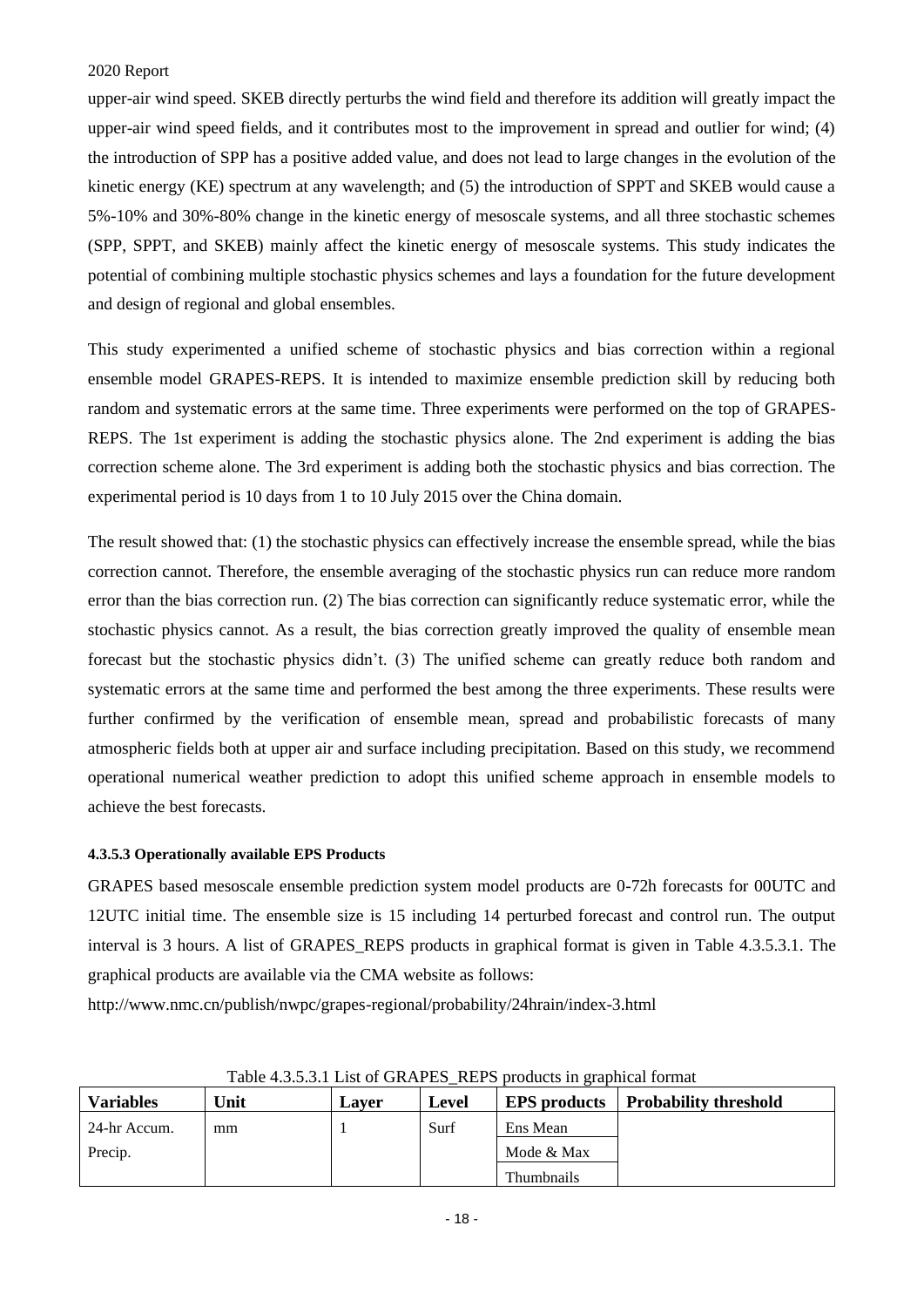upper-air wind speed. SKEB directly perturbs the wind field and therefore its addition will greatly impact the upper-air wind speed fields, and it contributes most to the improvement in spread and outlier for wind; (4) the introduction of SPP has a positive added value, and does not lead to large changes in the evolution of the kinetic energy (KE) spectrum at any wavelength; and (5) the introduction of SPPT and SKEB would cause a 5%-10% and 30%-80% change in the kinetic energy of mesoscale systems, and all three stochastic schemes (SPP, SPPT, and SKEB) mainly affect the kinetic energy of mesoscale systems. This study indicates the potential of combining multiple stochastic physics schemes and lays a foundation for the future development and design of regional and global ensembles.

This study experimented a unified scheme of stochastic physics and bias correction within a regional ensemble model GRAPES-REPS. It is intended to maximize ensemble prediction skill by reducing both random and systematic errors at the same time. Three experiments were performed on the top of GRAPES-REPS. The 1st experiment is adding the stochastic physics alone. The 2nd experiment is adding the bias correction scheme alone. The 3rd experiment is adding both the stochastic physics and bias correction. The experimental period is 10 days from 1 to 10 July 2015 over the China domain.

The result showed that: (1) the stochastic physics can effectively increase the ensemble spread, while the bias correction cannot. Therefore, the ensemble averaging of the stochastic physics run can reduce more random error than the bias correction run. (2) The bias correction can significantly reduce systematic error, while the stochastic physics cannot. As a result, the bias correction greatly improved the quality of ensemble mean forecast but the stochastic physics didn't. (3) The unified scheme can greatly reduce both random and systematic errors at the same time and performed the best among the three experiments. These results were further confirmed by the verification of ensemble mean, spread and probabilistic forecasts of many atmospheric fields both at upper air and surface including precipitation. Based on this study, we recommend operational numerical weather prediction to adopt this unified scheme approach in ensemble models to achieve the best forecasts.

#### 4.3.5.3 Operationally available EPS Products

GRAPES based mesoscale ensemble prediction system model products are 0-72h forecasts for 00UTC and 12UTC initial time. The ensemble size is 15 including 14 perturbed forecast and control run. The output interval is 3 hours. A list of GRAPES_REPS products in graphical format is given in Table 4.3.5.3.1. The graphical products are available via the CMA website as follows:

http://www.nmc.cn/publish/nwpc/grapes-regional/probability/24hrain/index-3.html

Table 4.3.5.3.1 List of GRAPES_REPS products in graphical format

| Variables | Unit | Layer | Level | EPS products | Probability threshold |
|---|---|---|---|---|---|
| 24-hr Accum. Precip. | mm | 1 | Surf | Ens Mean | |
| | | | | Mode & Max | |
| | | | | Thumbnails | |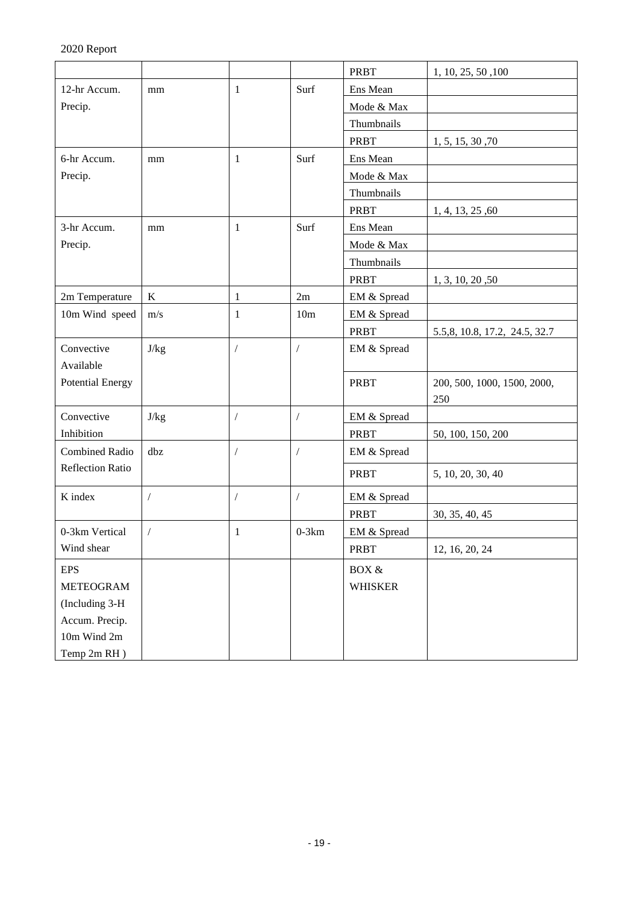| | | | | | |
|---|---|---|---|---|---|
| | | | | PRBT | 1, 10, 25, 50 ,100 |
| 12-hr Accum. Precip. | mm | 1 | Surf | Ens Mean | |
| | | | | Mode & Max | |
| | | | | Thumbnails | |
| | | | | PRBT | 1, 5, 15, 30 ,70 |
| 6-hr Accum. Precip. | mm | 1 | Surf | Ens Mean | |
| | | | | Mode & Max | |
| | | | | Thumbnails | |
| | | | | PRBT | 1, 4, 13, 25 ,60 |
| 3-hr Accum. Precip. | mm | 1 | Surf | Ens Mean | |
| | | | | Mode & Max | |
| | | | | Thumbnails | |
| | | | | PRBT | 1, 3, 10, 20 ,50 |
| 2m Temperature | K | 1 | 2m | EM & Spread | |
| 10m Wind speed | m/s | 1 | 10m | EM & Spread | |
| | | | | PRBT | 5.5,8, 10.8, 17.2, 24.5, 32.7 |
| Convective Available Potential Energy | J/kg | / | / | EM & Spread | |
| | | | | PRBT | 200, 500, 1000, 1500, 2000, 250 |
| Convective Inhibition | J/kg | / | / | EM & Spread | |
| | | | | PRBT | 50, 100, 150, 200 |
| Combined Radio Reflection Ratio | dbz | / | / | EM & Spread | |
| | | | | PRBT | 5, 10, 20, 30, 40 |
| K index | / | / | / | EM & Spread | |
| | | | | PRBT | 30, 35, 40, 45 |
| 0-3km Vertical Wind shear | / | 1 | 0-3km | EM & Spread | |
| | | | | PRBT | 12, 16, 20, 24 |
| EPS METEOGRAM (Including 3-H Accum. Precip. 10m Wind 2m Temp 2m RH ) | | | | BOX & WHISKER | |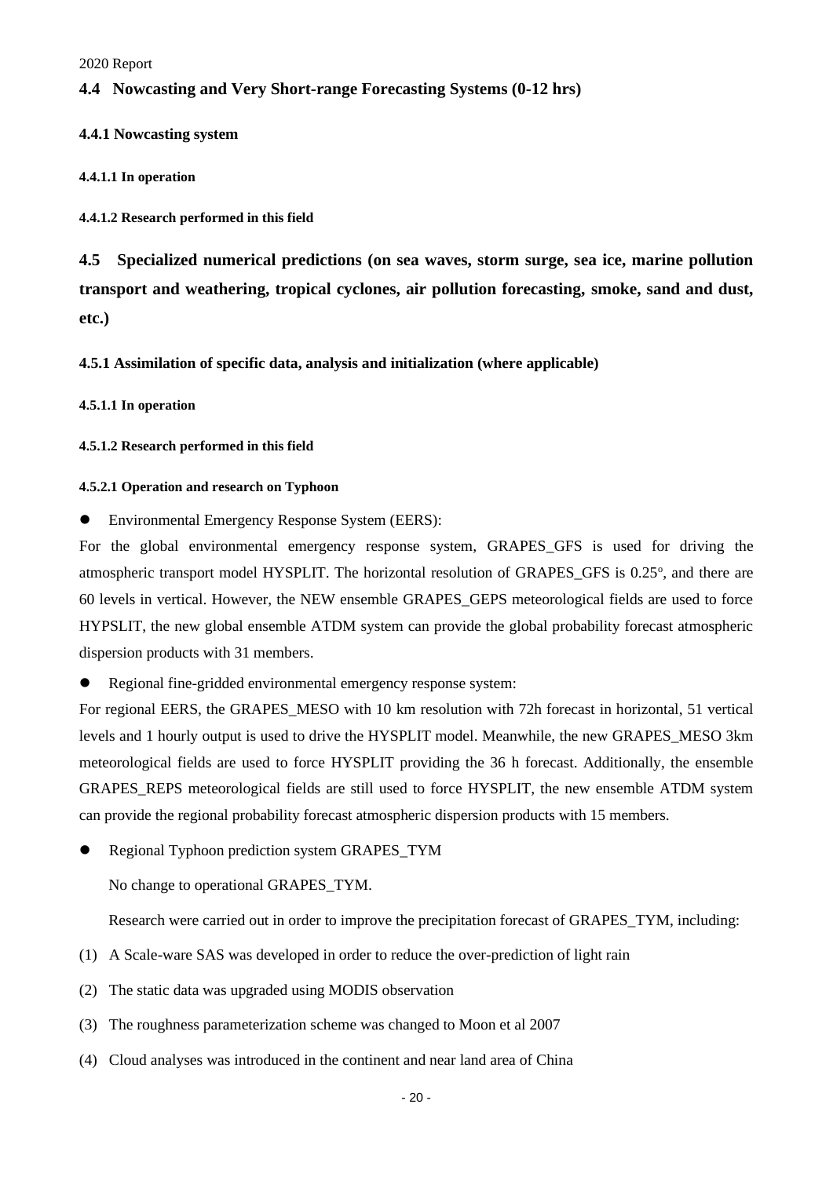## 4.4 Nowcasting and Very Short-range Forecasting Systems (0-12 hrs)

### 4.4.1 Nowcasting system

#### 4.4.1.1 In operation

#### 4.4.1.2 Research performed in this field

## 4.5 Specialized numerical predictions (on sea waves, storm surge, sea ice, marine pollution transport and weathering, tropical cyclones, air pollution forecasting, smoke, sand and dust, etc.)

### 4.5.1 Assimilation of specific data, analysis and initialization (where applicable)

#### 4.5.1.1 In operation

#### 4.5.1.2 Research performed in this field

#### 4.5.2.1 Operation and research on Typhoon

- Environmental Emergency Response System (EERS):

For the global environmental emergency response system, GRAPES_GFS is used for driving the atmospheric transport model HYSPLIT. The horizontal resolution of GRAPES_GFS is 0.25$^o$, and there are 60 levels in vertical. However, the NEW ensemble GRAPES_GEPS meteorological fields are used to force HYPSLIT, the new global ensemble ATDM system can provide the global probability forecast atmospheric dispersion products with 31 members.

- Regional fine-gridded environmental emergency response system:

For regional EERS, the GRAPES_MESO with 10 km resolution with 72h forecast in horizontal, 51 vertical levels and 1 hourly output is used to drive the HYSPLIT model. Meanwhile, the new GRAPES_MESO 3km meteorological fields are used to force HYSPLIT providing the 36 h forecast. Additionally, the ensemble GRAPES_REPS meteorological fields are still used to force HYSPLIT, the new ensemble ATDM system can provide the regional probability forecast atmospheric dispersion products with 15 members.

- Regional Typhoon prediction system GRAPES_TYM

No change to operational GRAPES_TYM.

Research were carried out in order to improve the precipitation forecast of GRAPES_TYM, including:

(1) A Scale-ware SAS was developed in order to reduce the over-prediction of light rain

(2) The static data was upgraded using MODIS observation

(3) The roughness parameterization scheme was changed to Moon et al 2007

(4) Cloud analyses was introduced in the continent and near land area of China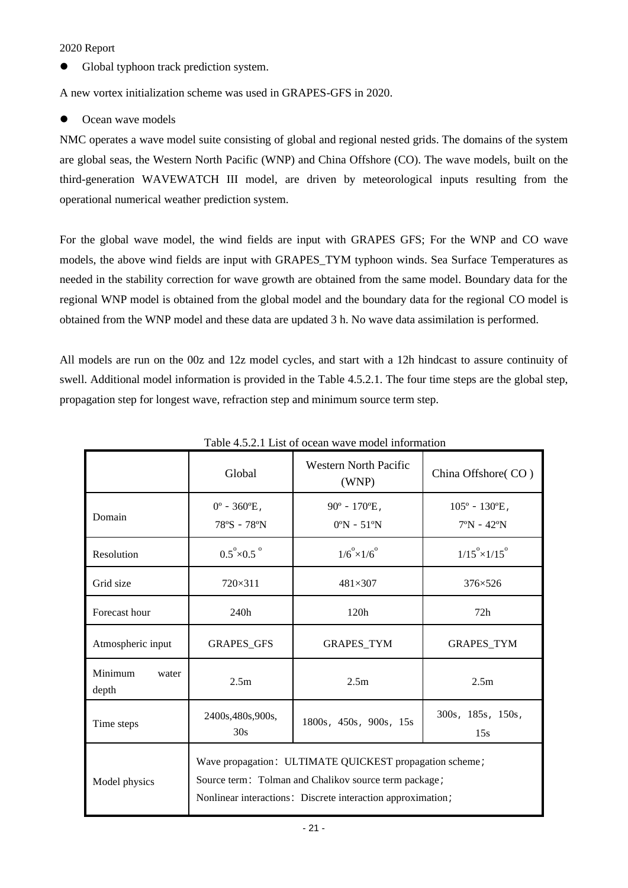- Global typhoon track prediction system.

A new vortex initialization scheme was used in GRAPES-GFS in 2020.

- Ocean wave models

NMC operates a wave model suite consisting of global and regional nested grids. The domains of the system are global seas, the Western North Pacific (WNP) and China Offshore (CO). The wave models, built on the third-generation WAVEWATCH III model, are driven by meteorological inputs resulting from the operational numerical weather prediction system.

For the global wave model, the wind fields are input with GRAPES GFS; For the WNP and CO wave models, the above wind fields are input with GRAPES_TYM typhoon winds. Sea Surface Temperatures as needed in the stability correction for wave growth are obtained from the same model. Boundary data for the regional WNP model is obtained from the global model and the boundary data for the regional CO model is obtained from the WNP model and these data are updated 3 h. No wave data assimilation is performed.

All models are run on the 00z and 12z model cycles, and start with a 12h hindcast to assure continuity of swell. Additional model information is provided in the Table 4.5.2.1. The four time steps are the global step, propagation step for longest wave, refraction step and minimum source term step.

Table 4.5.2.1 List of ocean wave model information

| | Global | Western North Pacific (WNP) | China Offshore( CO ) |
|---|---|---|---|
| Domain | 0º - 360ºE，78ºS - 78ºN | 90º - 170ºE，0ºN - 51ºN | 105º - 130ºE，7ºN - 42ºN |
| Resolution | $0.5^{\circ}\times0.5^{\circ}$ | $1/6^{\circ}\times1/6^{\circ}$ | $1/15^{\circ}\times1/15^{\circ}$ |
| Grid size | 720×311 | 481×307 | 376×526 |
| Forecast hour | 240h | 120h | 72h |
| Atmospheric input | GRAPES_GFS | GRAPES_TYM | GRAPES_TYM |
| Minimum water depth | 2.5m | 2.5m | 2.5m |
| Time steps | 2400s,480s,900s, 30s | 1800s，450s，900s，15s | 300s，185s，150s，15s |
| Model physics | Wave propagation：ULTIMATE QUICKEST propagation scheme；Source term：Tolman and Chalikov source term package；Nonlinear interactions：Discrete interaction approximation； | | |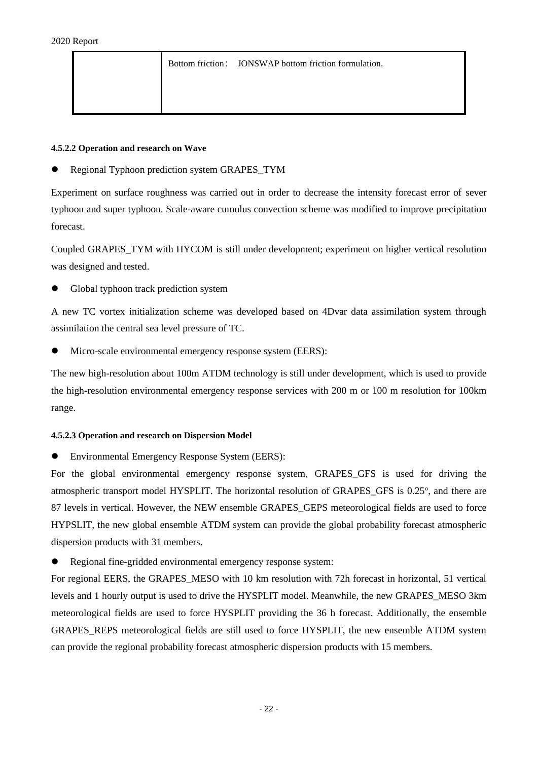| | |
|---|---|
| | Bottom friction： JONSWAP bottom friction formulation. |

#### 4.5.2.2 Operation and research on Wave

- Regional Typhoon prediction system GRAPES_TYM

Experiment on surface roughness was carried out in order to decrease the intensity forecast error of sever typhoon and super typhoon. Scale-aware cumulus convection scheme was modified to improve precipitation forecast.

Coupled GRAPES_TYM with HYCOM is still under development; experiment on higher vertical resolution was designed and tested.

- Global typhoon track prediction system

A new TC vortex initialization scheme was developed based on 4Dvar data assimilation system through assimilation the central sea level pressure of TC.

- Micro-scale environmental emergency response system (EERS):

The new high-resolution about 100m ATDM technology is still under development, which is used to provide the high-resolution environmental emergency response services with 200 m or 100 m resolution for 100km range.

#### 4.5.2.3 Operation and research on Dispersion Model

- Environmental Emergency Response System (EERS):

For the global environmental emergency response system, GRAPES_GFS is used for driving the atmospheric transport model HYSPLIT. The horizontal resolution of GRAPES_GFS is 0.25°, and there are 87 levels in vertical. However, the NEW ensemble GRAPES_GEPS meteorological fields are used to force HYPSLIT, the new global ensemble ATDM system can provide the global probability forecast atmospheric dispersion products with 31 members.

- Regional fine-gridded environmental emergency response system:

For regional EERS, the GRAPES_MESO with 10 km resolution with 72h forecast in horizontal, 51 vertical levels and 1 hourly output is used to drive the HYSPLIT model. Meanwhile, the new GRAPES_MESO 3km meteorological fields are used to force HYSPLIT providing the 36 h forecast. Additionally, the ensemble GRAPES_REPS meteorological fields are still used to force HYSPLIT, the new ensemble ATDM system can provide the regional probability forecast atmospheric dispersion products with 15 members.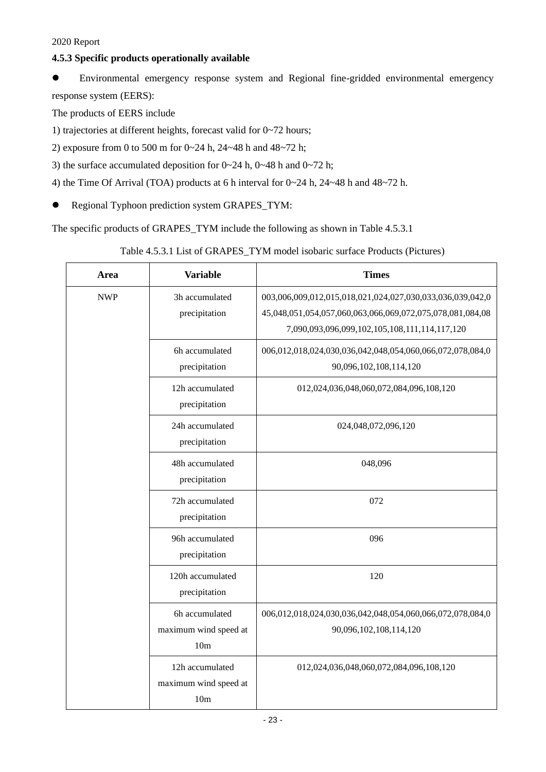### 4.5.3 Specific products operationally available

- Environmental emergency response system and Regional fine-gridded environmental emergency response system (EERS):

The products of EERS include

1) trajectories at different heights, forecast valid for 0~72 hours;

2) exposure from 0 to 500 m for 0~24 h, 24~48 h and 48~72 h;

3) the surface accumulated deposition for 0~24 h, 0~48 h and 0~72 h;

4) the Time Of Arrival (TOA) products at 6 h interval for 0~24 h, 24~48 h and 48~72 h.

- Regional Typhoon prediction system GRAPES_TYM:

The specific products of GRAPES_TYM include the following as shown in Table 4.5.3.1

Table 4.5.3.1 List of GRAPES_TYM model isobaric surface Products (Pictures)

| Area | Variable | Times |
|---|---|---|
| NWP | 3h accumulated precipitation | 003,006,009,012,015,018,021,024,027,030,033,036,039,042,045,048,051,054,057,060,063,066,069,072,075,078,081,084,087,090,093,096,099,102,105,108,111,114,117,120 |
| | 6h accumulated precipitation | 006,012,018,024,030,036,042,048,054,060,066,072,078,084,090,096,102,108,114,120 |
| | 12h accumulated precipitation | 012,024,036,048,060,072,084,096,108,120 |
| | 24h accumulated precipitation | 024,048,072,096,120 |
| | 48h accumulated precipitation | 048,096 |
| | 72h accumulated precipitation | 072 |
| | 96h accumulated precipitation | 096 |
| | 120h accumulated precipitation | 120 |
| | 6h accumulated maximum wind speed at 10m | 006,012,018,024,030,036,042,048,054,060,066,072,078,084,090,096,102,108,114,120 |
| | 12h accumulated maximum wind speed at 10m | 012,024,036,048,060,072,084,096,108,120 |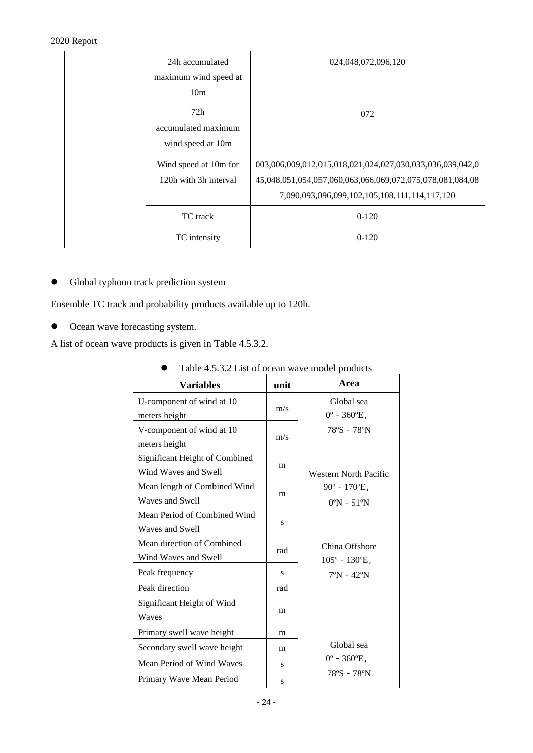| | | |
|---|---|---|
| | 24h accumulated maximum wind speed at 10m | 024,048,072,096,120 |
| | 72h accumulated maximum wind speed at 10m | 072 |
| | Wind speed at 10m for 120h with 3h interval | 003,006,009,012,015,018,021,024,027,030,033,036,039,042,045,048,051,054,057,060,063,066,069,072,075,078,081,084,087,090,093,096,099,102,105,108,111,114,117,120 |
| | TC track | 0-120 |
| | TC intensity | 0-120 |

- Global typhoon track prediction system

Ensemble TC track and probability products available up to 120h.

- Ocean wave forecasting system.

A list of ocean wave products is given in Table 4.5.3.2.

- Table 4.5.3.2 List of ocean wave model products

| **Variables** | **unit** | **Area** |
|---|---|---|
| U-component of wind at 10 meters height | m/s | Global sea 0º - 360ºE, 78ºS - 78ºN |
| V-component of wind at 10 meters height | m/s | |
| Significant Height of Combined Wind Waves and Swell | m | Western North Pacific 90º - 170ºE, 0ºN - 51ºN |
| Mean length of Combined Wind Waves and Swell | m | |
| Mean Period of Combined Wind Waves and Swell | s | |
| Mean direction of Combined Wind Waves and Swell | rad | China Offshore 105º - 130ºE, 7ºN - 42ºN |
| Peak frequency | s | |
| Peak direction | rad | |
| Significant Height of Wind Waves | m | Global sea 0º - 360ºE, 78ºS - 78ºN |
| Primary swell wave height | m | |
| Secondary swell wave height | m | |
| Mean Period of Wind Waves | s | |
| Primary Wave Mean Period | s | |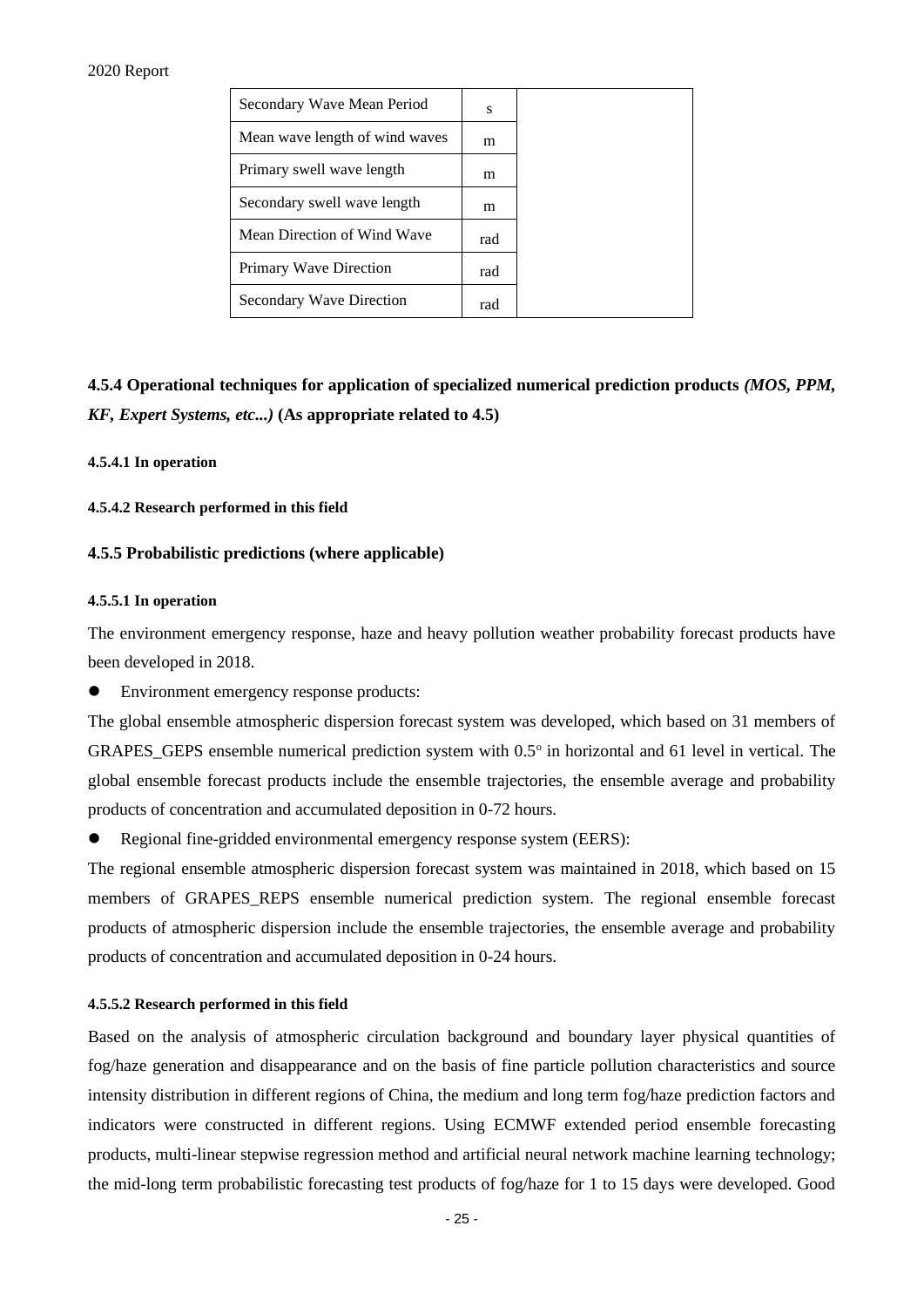| | | |
|---|---|---|
| Secondary Wave Mean Period | s | |
| Mean wave length of wind waves | m | |
| Primary swell wave length | m | |
| Secondary swell wave length | m | |
| Mean Direction of Wind Wave | rad | |
| Primary Wave Direction | rad | |
| Secondary Wave Direction | rad | |

### 4.5.4 Operational techniques for application of specialized numerical prediction products *(MOS, PPM, KF, Expert Systems, etc...)* (As appropriate related to 4.5)

#### 4.5.4.1 In operation

#### 4.5.4.2 Research performed in this field

### 4.5.5 Probabilistic predictions (where applicable)

#### 4.5.5.1 In operation

The environment emergency response, haze and heavy pollution weather probability forecast products have been developed in 2018.

- Environment emergency response products:

The global ensemble atmospheric dispersion forecast system was developed, which based on 31 members of GRAPES_GEPS ensemble numerical prediction system with 0.5° in horizontal and 61 level in vertical. The global ensemble forecast products include the ensemble trajectories, the ensemble average and probability products of concentration and accumulated deposition in 0-72 hours.

- Regional fine-gridded environmental emergency response system (EERS):

The regional ensemble atmospheric dispersion forecast system was maintained in 2018, which based on 15 members of GRAPES_REPS ensemble numerical prediction system. The regional ensemble forecast products of atmospheric dispersion include the ensemble trajectories, the ensemble average and probability products of concentration and accumulated deposition in 0-24 hours.

#### 4.5.5.2 Research performed in this field

Based on the analysis of atmospheric circulation background and boundary layer physical quantities of fog/haze generation and disappearance and on the basis of fine particle pollution characteristics and source intensity distribution in different regions of China, the medium and long term fog/haze prediction factors and indicators were constructed in different regions. Using ECMWF extended period ensemble forecasting products, multi-linear stepwise regression method and artificial neural network machine learning technology; the mid-long term probabilistic forecasting test products of fog/haze for 1 to 15 days were developed. Good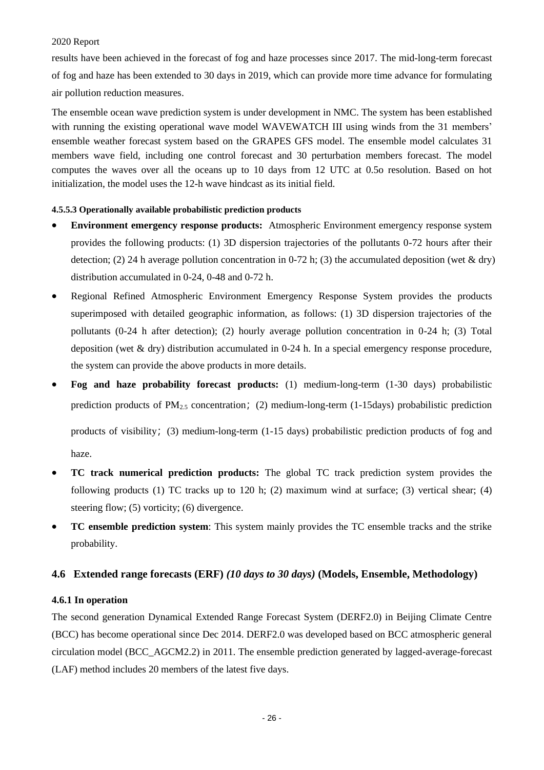results have been achieved in the forecast of fog and haze processes since 2017. The mid-long-term forecast of fog and haze has been extended to 30 days in 2019, which can provide more time advance for formulating air pollution reduction measures.

The ensemble ocean wave prediction system is under development in NMC. The system has been established with running the existing operational wave model WAVEWATCH III using winds from the 31 members' ensemble weather forecast system based on the GRAPES GFS model. The ensemble model calculates 31 members wave field, including one control forecast and 30 perturbation members forecast. The model computes the waves over all the oceans up to 10 days from 12 UTC at 0.5o resolution. Based on hot initialization, the model uses the 12-h wave hindcast as its initial field.

#### 4.5.5.3 Operationally available probabilistic prediction products

- **Environment emergency response products:** Atmospheric Environment emergency response system provides the following products: (1) 3D dispersion trajectories of the pollutants 0-72 hours after their detection; (2) 24 h average pollution concentration in 0-72 h; (3) the accumulated deposition (wet & dry) distribution accumulated in 0-24, 0-48 and 0-72 h.
- Regional Refined Atmospheric Environment Emergency Response System provides the products superimposed with detailed geographic information, as follows: (1) 3D dispersion trajectories of the pollutants (0-24 h after detection); (2) hourly average pollution concentration in 0-24 h; (3) Total deposition (wet & dry) distribution accumulated in 0-24 h. In a special emergency response procedure, the system can provide the above products in more details.
- **Fog and haze probability forecast products:** (1) medium-long-term (1-30 days) probabilistic prediction products of $PM_{2.5}$ concentration；(2) medium-long-term (1-15days) probabilistic prediction products of visibility；(3) medium-long-term (1-15 days) probabilistic prediction products of fog and haze.
- **TC track numerical prediction products:** The global TC track prediction system provides the following products (1) TC tracks up to 120 h; (2) maximum wind at surface; (3) vertical shear; (4) steering flow; (5) vorticity; (6) divergence.
- **TC ensemble prediction system**: This system mainly provides the TC ensemble tracks and the strike probability.

## 4.6 Extended range forecasts (ERF) *(10 days to 30 days)* (Models, Ensemble, Methodology)

### 4.6.1 In operation

The second generation Dynamical Extended Range Forecast System (DERF2.0) in Beijing Climate Centre (BCC) has become operational since Dec 2014. DERF2.0 was developed based on BCC atmospheric general circulation model (BCC_AGCM2.2) in 2011. The ensemble prediction generated by lagged-average-forecast (LAF) method includes 20 members of the latest five days.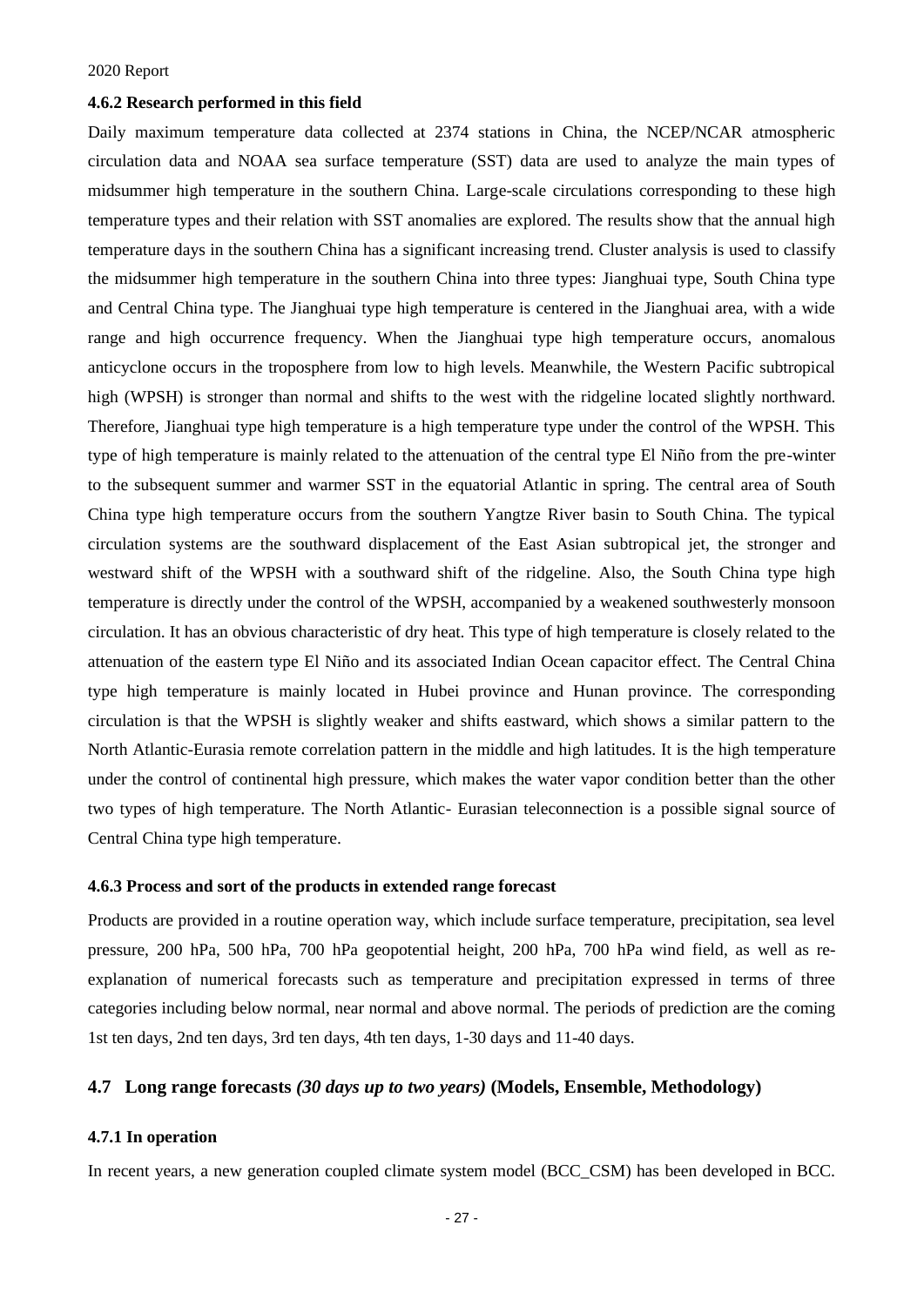#### 4.6.2 Research performed in this field

Daily maximum temperature data collected at 2374 stations in China, the NCEP/NCAR atmospheric circulation data and NOAA sea surface temperature (SST) data are used to analyze the main types of midsummer high temperature in the southern China. Large-scale circulations corresponding to these high temperature types and their relation with SST anomalies are explored. The results show that the annual high temperature days in the southern China has a significant increasing trend. Cluster analysis is used to classify the midsummer high temperature in the southern China into three types: Jianghuai type, South China type and Central China type. The Jianghuai type high temperature is centered in the Jianghuai area, with a wide range and high occurrence frequency. When the Jianghuai type high temperature occurs, anomalous anticyclone occurs in the troposphere from low to high levels. Meanwhile, the Western Pacific subtropical high (WPSH) is stronger than normal and shifts to the west with the ridgeline located slightly northward. Therefore, Jianghuai type high temperature is a high temperature type under the control of the WPSH. This type of high temperature is mainly related to the attenuation of the central type El Niño from the pre-winter to the subsequent summer and warmer SST in the equatorial Atlantic in spring. The central area of South China type high temperature occurs from the southern Yangtze River basin to South China. The typical circulation systems are the southward displacement of the East Asian subtropical jet, the stronger and westward shift of the WPSH with a southward shift of the ridgeline. Also, the South China type high temperature is directly under the control of the WPSH, accompanied by a weakened southwesterly monsoon circulation. It has an obvious characteristic of dry heat. This type of high temperature is closely related to the attenuation of the eastern type El Niño and its associated Indian Ocean capacitor effect. The Central China type high temperature is mainly located in Hubei province and Hunan province. The corresponding circulation is that the WPSH is slightly weaker and shifts eastward, which shows a similar pattern to the North Atlantic-Eurasia remote correlation pattern in the middle and high latitudes. It is the high temperature under the control of continental high pressure, which makes the water vapor condition better than the other two types of high temperature. The North Atlantic- Eurasian teleconnection is a possible signal source of Central China type high temperature.

#### 4.6.3 Process and sort of the products in extended range forecast

Products are provided in a routine operation way, which include surface temperature, precipitation, sea level pressure, 200 hPa, 500 hPa, 700 hPa geopotential height, 200 hPa, 700 hPa wind field, as well as re-explanation of numerical forecasts such as temperature and precipitation expressed in terms of three categories including below normal, near normal and above normal. The periods of prediction are the coming 1st ten days, 2nd ten days, 3rd ten days, 4th ten days, 1-30 days and 11-40 days.

### 4.7 Long range forecasts *(30 days up to two years)* (Models, Ensemble, Methodology)

#### 4.7.1 In operation

In recent years, a new generation coupled climate system model (BCC_CSM) has been developed in BCC.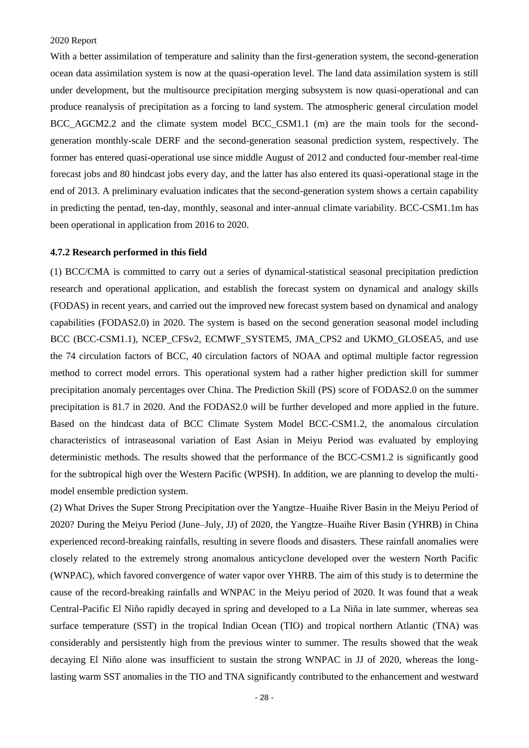With a better assimilation of temperature and salinity than the first-generation system, the second-generation ocean data assimilation system is now at the quasi-operation level. The land data assimilation system is still under development, but the multisource precipitation merging subsystem is now quasi-operational and can produce reanalysis of precipitation as a forcing to land system. The atmospheric general circulation model BCC_AGCM2.2 and the climate system model BCC_CSM1.1 (m) are the main tools for the second-generation monthly-scale DERF and the second-generation seasonal prediction system, respectively. The former has entered quasi-operational use since middle August of 2012 and conducted four-member real-time forecast jobs and 80 hindcast jobs every day, and the latter has also entered its quasi-operational stage in the end of 2013. A preliminary evaluation indicates that the second-generation system shows a certain capability in predicting the pentad, ten-day, monthly, seasonal and inter-annual climate variability. BCC-CSM1.1m has been operational in application from 2016 to 2020.

### 4.7.2 Research performed in this field

(1) BCC/CMA is committed to carry out a series of dynamical-statistical seasonal precipitation prediction research and operational application, and establish the forecast system on dynamical and analogy skills (FODAS) in recent years, and carried out the improved new forecast system based on dynamical and analogy capabilities (FODAS2.0) in 2020. The system is based on the second generation seasonal model including BCC (BCC-CSM1.1), NCEP_CFSv2, ECMWF_SYSTEM5, JMA_CPS2 and UKMO_GLOSEA5, and use the 74 circulation factors of BCC, 40 circulation factors of NOAA and optimal multiple factor regression method to correct model errors. This operational system had a rather higher prediction skill for summer precipitation anomaly percentages over China. The Prediction Skill (PS) score of FODAS2.0 on the summer precipitation is 81.7 in 2020. And the FODAS2.0 will be further developed and more applied in the future. Based on the hindcast data of BCC Climate System Model BCC-CSM1.2, the anomalous circulation characteristics of intraseasonal variation of East Asian in Meiyu Period was evaluated by employing deterministic methods. The results showed that the performance of the BCC-CSM1.2 is significantly good for the subtropical high over the Western Pacific (WPSH). In addition, we are planning to develop the multi-model ensemble prediction system.

(2) What Drives the Super Strong Precipitation over the Yangtze–Huaihe River Basin in the Meiyu Period of 2020? During the Meiyu Period (June–July, JJ) of 2020, the Yangtze–Huaihe River Basin (YHRB) in China experienced record-breaking rainfalls, resulting in severe floods and disasters. These rainfall anomalies were closely related to the extremely strong anomalous anticyclone developed over the western North Pacific (WNPAC), which favored convergence of water vapor over YHRB. The aim of this study is to determine the cause of the record-breaking rainfalls and WNPAC in the Meiyu period of 2020. It was found that a weak Central-Pacific El Niño rapidly decayed in spring and developed to a La Niña in late summer, whereas sea surface temperature (SST) in the tropical Indian Ocean (TIO) and tropical northern Atlantic (TNA) was considerably and persistently high from the previous winter to summer. The results showed that the weak decaying El Niño alone was insufficient to sustain the strong WNPAC in JJ of 2020, whereas the long-lasting warm SST anomalies in the TIO and TNA significantly contributed to the enhancement and westward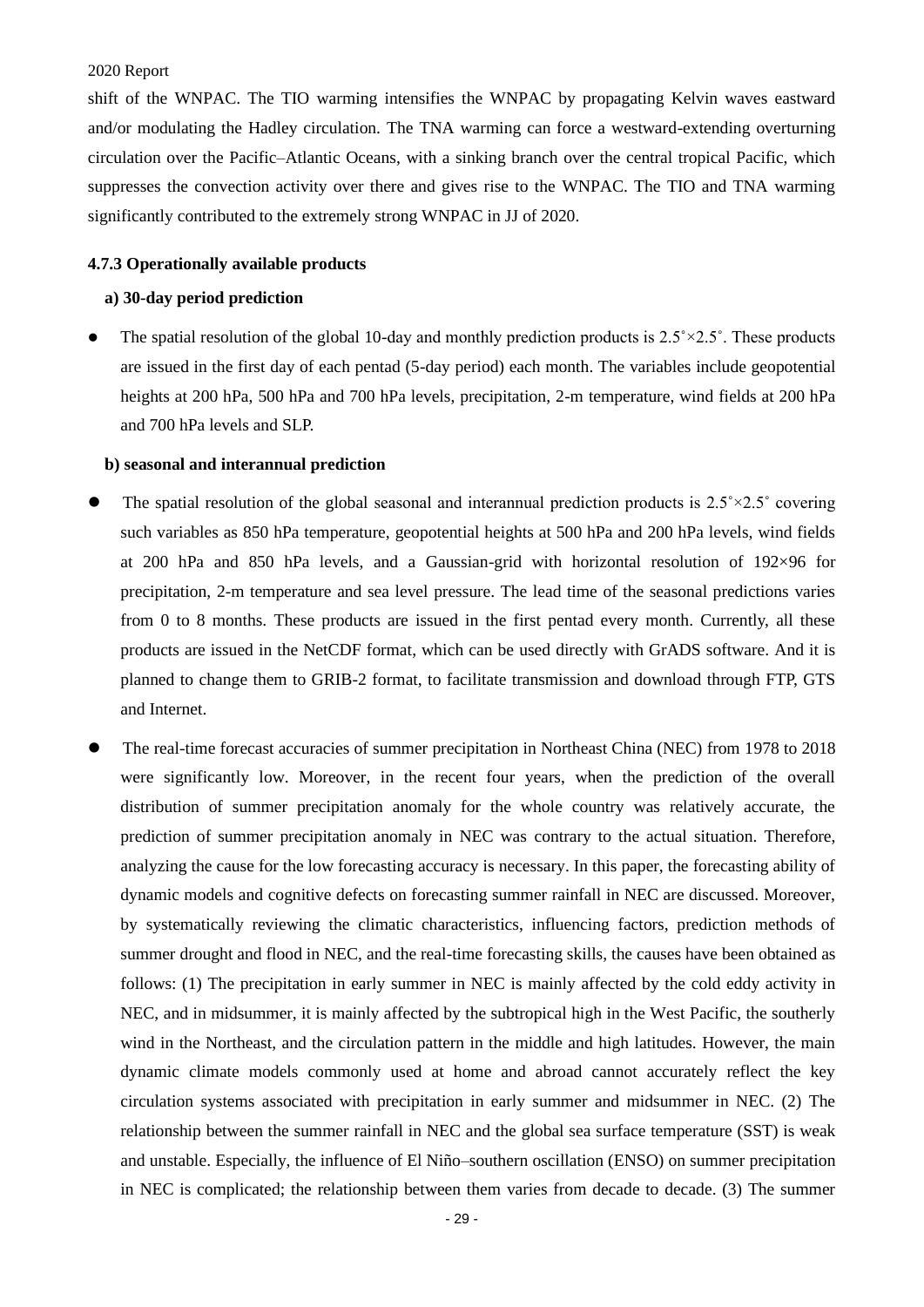shift of the WNPAC. The TIO warming intensifies the WNPAC by propagating Kelvin waves eastward and/or modulating the Hadley circulation. The TNA warming can force a westward-extending overturning circulation over the Pacific–Atlantic Oceans, with a sinking branch over the central tropical Pacific, which suppresses the convection activity over there and gives rise to the WNPAC. The TIO and TNA warming significantly contributed to the extremely strong WNPAC in JJ of 2020.

### 4.7.3 Operationally available products

**a) 30-day period prediction**

- The spatial resolution of the global 10-day and monthly prediction products is 2.5˚×2.5˚. These products are issued in the first day of each pentad (5-day period) each month. The variables include geopotential heights at 200 hPa, 500 hPa and 700 hPa levels, precipitation, 2-m temperature, wind fields at 200 hPa and 700 hPa levels and SLP.

**b) seasonal and interannual prediction**

- The spatial resolution of the global seasonal and interannual prediction products is 2.5˚×2.5˚ covering such variables as 850 hPa temperature, geopotential heights at 500 hPa and 200 hPa levels, wind fields at 200 hPa and 850 hPa levels, and a Gaussian-grid with horizontal resolution of 192×96 for precipitation, 2-m temperature and sea level pressure. The lead time of the seasonal predictions varies from 0 to 8 months. These products are issued in the first pentad every month. Currently, all these products are issued in the NetCDF format, which can be used directly with GrADS software. And it is planned to change them to GRIB-2 format, to facilitate transmission and download through FTP, GTS and Internet.
- The real-time forecast accuracies of summer precipitation in Northeast China (NEC) from 1978 to 2018 were significantly low. Moreover, in the recent four years, when the prediction of the overall distribution of summer precipitation anomaly for the whole country was relatively accurate, the prediction of summer precipitation anomaly in NEC was contrary to the actual situation. Therefore, analyzing the cause for the low forecasting accuracy is necessary. In this paper, the forecasting ability of dynamic models and cognitive defects on forecasting summer rainfall in NEC are discussed. Moreover, by systematically reviewing the climatic characteristics, influencing factors, prediction methods of summer drought and flood in NEC, and the real-time forecasting skills, the causes have been obtained as follows: (1) The precipitation in early summer in NEC is mainly affected by the cold eddy activity in NEC, and in midsummer, it is mainly affected by the subtropical high in the West Pacific, the southerly wind in the Northeast, and the circulation pattern in the middle and high latitudes. However, the main dynamic climate models commonly used at home and abroad cannot accurately reflect the key circulation systems associated with precipitation in early summer and midsummer in NEC. (2) The relationship between the summer rainfall in NEC and the global sea surface temperature (SST) is weak and unstable. Especially, the influence of El Niño–southern oscillation (ENSO) on summer precipitation in NEC is complicated; the relationship between them varies from decade to decade. (3) The summer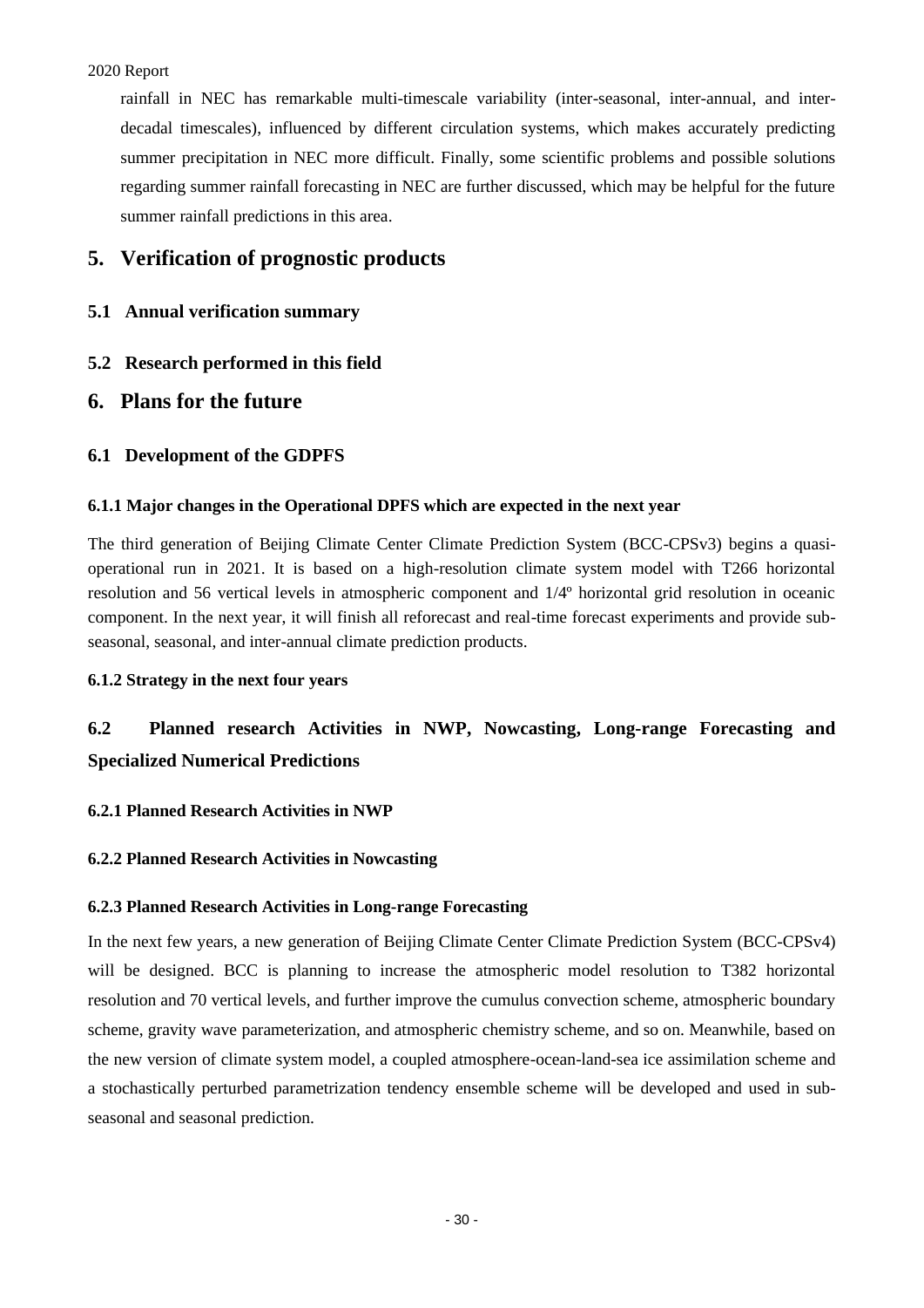rainfall in NEC has remarkable multi-timescale variability (inter-seasonal, inter-annual, and inter-decadal timescales), influenced by different circulation systems, which makes accurately predicting summer precipitation in NEC more difficult. Finally, some scientific problems and possible solutions regarding summer rainfall forecasting in NEC are further discussed, which may be helpful for the future summer rainfall predictions in this area.

# 5. Verification of prognostic products

## 5.1 Annual verification summary

## 5.2 Research performed in this field

# 6. Plans for the future

## 6.1 Development of the GDPFS

### 6.1.1 Major changes in the Operational DPFS which are expected in the next year

The third generation of Beijing Climate Center Climate Prediction System (BCC-CPSv3) begins a quasi-operational run in 2021. It is based on a high-resolution climate system model with T266 horizontal resolution and 56 vertical levels in atmospheric component and 1/4º horizontal grid resolution in oceanic component. In the next year, it will finish all reforecast and real-time forecast experiments and provide sub-seasonal, seasonal, and inter-annual climate prediction products.

### 6.1.2 Strategy in the next four years

## 6.2 Planned research Activities in NWP, Nowcasting, Long-range Forecasting and Specialized Numerical Predictions

### 6.2.1 Planned Research Activities in NWP

### 6.2.2 Planned Research Activities in Nowcasting

### 6.2.3 Planned Research Activities in Long-range Forecasting

In the next few years, a new generation of Beijing Climate Center Climate Prediction System (BCC-CPSv4) will be designed. BCC is planning to increase the atmospheric model resolution to T382 horizontal resolution and 70 vertical levels, and further improve the cumulus convection scheme, atmospheric boundary scheme, gravity wave parameterization, and atmospheric chemistry scheme, and so on. Meanwhile, based on the new version of climate system model, a coupled atmosphere-ocean-land-sea ice assimilation scheme and a stochastically perturbed parametrization tendency ensemble scheme will be developed and used in sub-seasonal and seasonal prediction.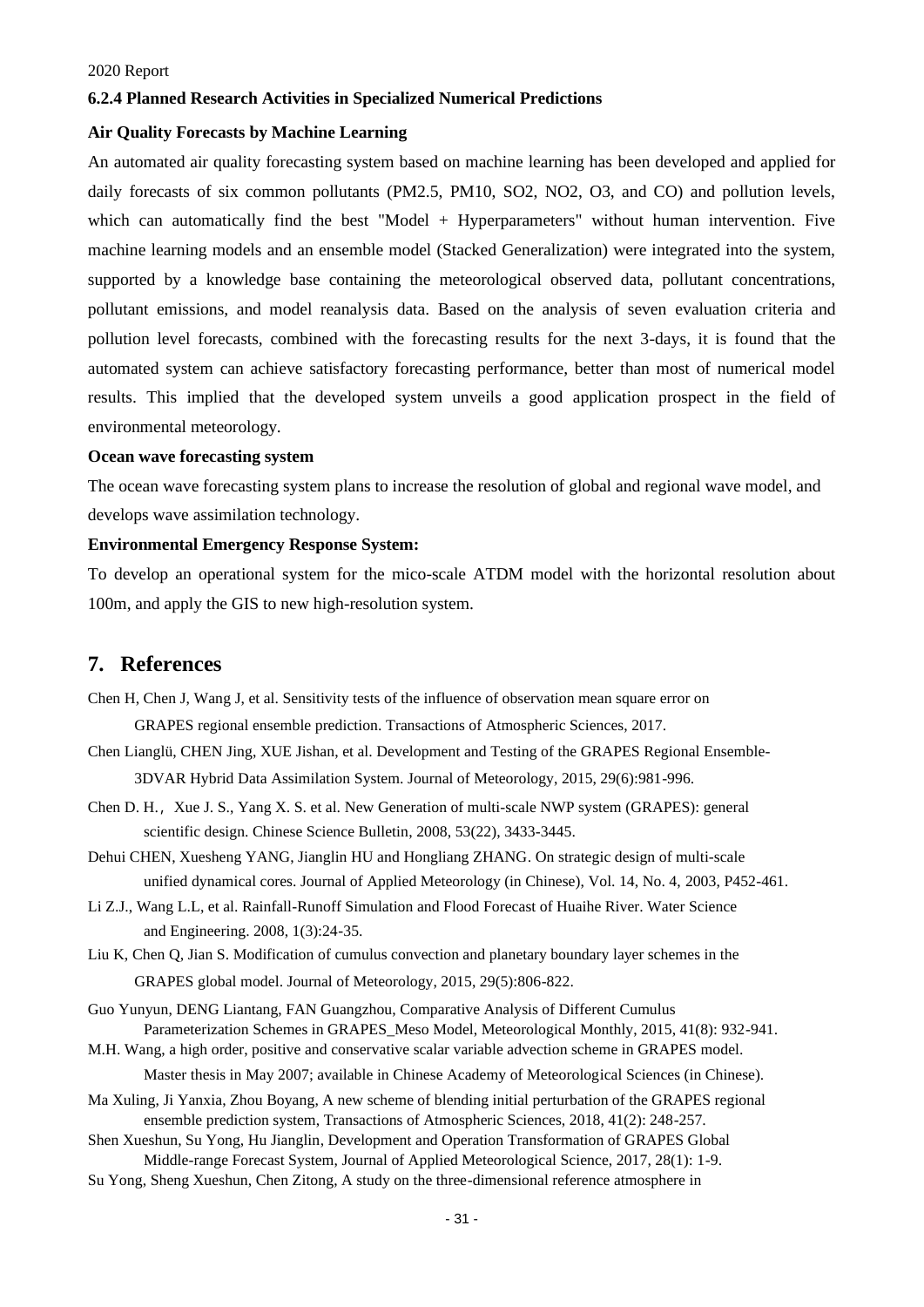#### 6.2.4 Planned Research Activities in Specialized Numerical Predictions

**Air Quality Forecasts by Machine Learning**

An automated air quality forecasting system based on machine learning has been developed and applied for daily forecasts of six common pollutants (PM2.5, PM10, SO2, NO2, O3, and CO) and pollution levels, which can automatically find the best "Model + Hyperparameters" without human intervention. Five machine learning models and an ensemble model (Stacked Generalization) were integrated into the system, supported by a knowledge base containing the meteorological observed data, pollutant concentrations, pollutant emissions, and model reanalysis data. Based on the analysis of seven evaluation criteria and pollution level forecasts, combined with the forecasting results for the next 3-days, it is found that the automated system can achieve satisfactory forecasting performance, better than most of numerical model results. This implied that the developed system unveils a good application prospect in the field of environmental meteorology.

**Ocean wave forecasting system**

The ocean wave forecasting system plans to increase the resolution of global and regional wave model, and develops wave assimilation technology.

**Environmental Emergency Response System:**

To develop an operational system for the mico-scale ATDM model with the horizontal resolution about 100m, and apply the GIS to new high-resolution system.

## 7. References

Chen H, Chen J, Wang J, et al. Sensitivity tests of the influence of observation mean square error on GRAPES regional ensemble prediction. Transactions of Atmospheric Sciences, 2017.

Chen Lianglü, CHEN Jing, XUE Jishan, et al. Development and Testing of the GRAPES Regional Ensemble-3DVAR Hybrid Data Assimilation System. Journal of Meteorology, 2015, 29(6):981-996.

Chen D. H., Xue J. S., Yang X. S. et al. New Generation of multi-scale NWP system (GRAPES): general scientific design. Chinese Science Bulletin, 2008, 53(22), 3433-3445.

Dehui CHEN, Xuesheng YANG, Jianglin HU and Hongliang ZHANG. On strategic design of multi-scale unified dynamical cores. Journal of Applied Meteorology (in Chinese), Vol. 14, No. 4, 2003, P452-461.

Li Z.J., Wang L.L, et al. Rainfall-Runoff Simulation and Flood Forecast of Huaihe River. Water Science and Engineering. 2008, 1(3):24-35.

Liu K, Chen Q, Jian S. Modification of cumulus convection and planetary boundary layer schemes in the GRAPES global model. Journal of Meteorology, 2015, 29(5):806-822.

Guo Yunyun, DENG Liantang, FAN Guangzhou, Comparative Analysis of Different Cumulus Parameterization Schemes in GRAPES_Meso Model, Meteorological Monthly, 2015, 41(8): 932-941.

M.H. Wang, a high order, positive and conservative scalar variable advection scheme in GRAPES model. Master thesis in May 2007; available in Chinese Academy of Meteorological Sciences (in Chinese).

Ma Xuling, Ji Yanxia, Zhou Boyang, A new scheme of blending initial perturbation of the GRAPES regional ensemble prediction system, Transactions of Atmospheric Sciences, 2018, 41(2): 248-257.

Shen Xueshun, Su Yong, Hu Jianglin, Development and Operation Transformation of GRAPES Global Middle-range Forecast System, Journal of Applied Meteorological Science, 2017, 28(1): 1-9.

Su Yong, Sheng Xueshun, Chen Zitong, A study on the three-dimensional reference atmosphere in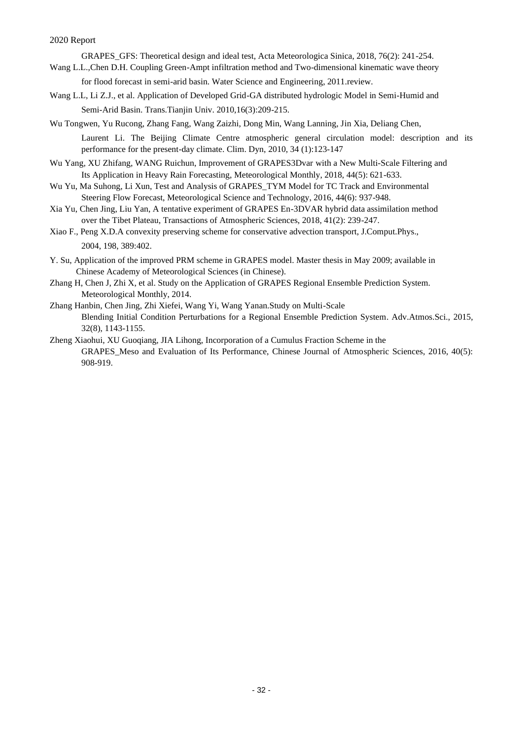GRAPES_GFS: Theoretical design and ideal test, Acta Meteorologica Sinica, 2018, 76(2): 241-254.

Wang L.L.,Chen D.H. Coupling Green-Ampt infiltration method and Two-dimensional kinematic wave theory for flood forecast in semi-arid basin. Water Science and Engineering, 2011.review.

Wang L.L, Li Z.J., et al. Application of Developed Grid-GA distributed hydrologic Model in Semi-Humid and Semi-Arid Basin. Trans.Tianjin Univ. 2010,16(3):209-215.

Wu Tongwen, Yu Rucong, Zhang Fang, Wang Zaizhi, Dong Min, Wang Lanning, Jin Xia, Deliang Chen, Laurent Li. The Beijing Climate Centre atmospheric general circulation model: description and its performance for the present-day climate. Clim. Dyn, 2010, 34 (1):123-147

Wu Yang, XU Zhifang, WANG Ruichun, Improvement of GRAPES3Dvar with a New Multi-Scale Filtering and Its Application in Heavy Rain Forecasting, Meteorological Monthly, 2018, 44(5): 621-633.

Wu Yu, Ma Suhong, Li Xun, Test and Analysis of GRAPES_TYM Model for TC Track and Environmental Steering Flow Forecast, Meteorological Science and Technology, 2016, 44(6): 937-948.

Xia Yu, Chen Jing, Liu Yan, A tentative experiment of GRAPES En-3DVAR hybrid data assimilation method over the Tibet Plateau, Transactions of Atmospheric Sciences, 2018, 41(2): 239-247.

Xiao F., Peng X.D.A convexity preserving scheme for conservative advection transport, J.Comput.Phys., 2004, 198, 389:402.

Y. Su, Application of the improved PRM scheme in GRAPES model. Master thesis in May 2009; available in Chinese Academy of Meteorological Sciences (in Chinese).

Zhang H, Chen J, Zhi X, et al. Study on the Application of GRAPES Regional Ensemble Prediction System. Meteorological Monthly, 2014.

Zhang Hanbin, Chen Jing, Zhi Xiefei, Wang Yi, Wang Yanan.Study on Multi-Scale Blending Initial Condition Perturbations for a Regional Ensemble Prediction System. Adv.Atmos.Sci., 2015, 32(8), 1143-1155.

Zheng Xiaohui, XU Guoqiang, JIA Lihong, Incorporation of a Cumulus Fraction Scheme in the GRAPES_Meso and Evaluation of Its Performance, Chinese Journal of Atmospheric Sciences, 2016, 40(5): 908-919.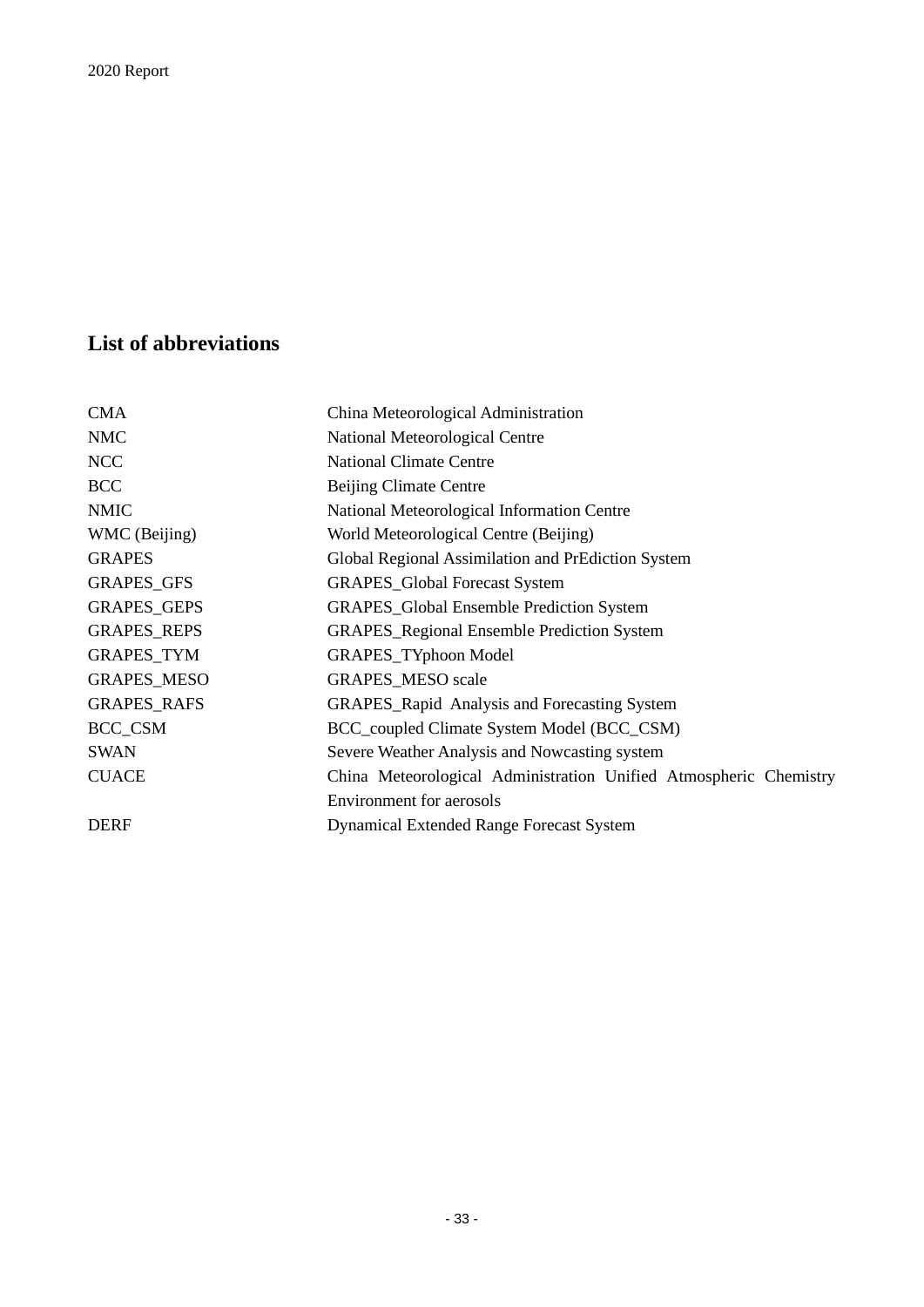## List of abbreviations

| | |
|---|---|
| CMA | China Meteorological Administration |
| NMC | National Meteorological Centre |
| NCC | National Climate Centre |
| BCC | Beijing Climate Centre |
| NMIC | National Meteorological Information Centre |
| WMC (Beijing) | World Meteorological Centre (Beijing) |
| GRAPES | Global Regional Assimilation and PrEdiction System |
| GRAPES_GFS | GRAPES_Global Forecast System |
| GRAPES_GEPS | GRAPES_Global Ensemble Prediction System |
| GRAPES_REPS | GRAPES_Regional Ensemble Prediction System |
| GRAPES_TYM | GRAPES_TYphoon Model |
| GRAPES_MESO | GRAPES_MESO scale |
| GRAPES_RAFS | GRAPES_Rapid Analysis and Forecasting System |
| BCC_CSM | BCC_coupled Climate System Model (BCC_CSM) |
| SWAN | Severe Weather Analysis and Nowcasting system |
| CUACE | China Meteorological Administration Unified Atmospheric Chemistry Environment for aerosols |
| DERF | Dynamical Extended Range Forecast System |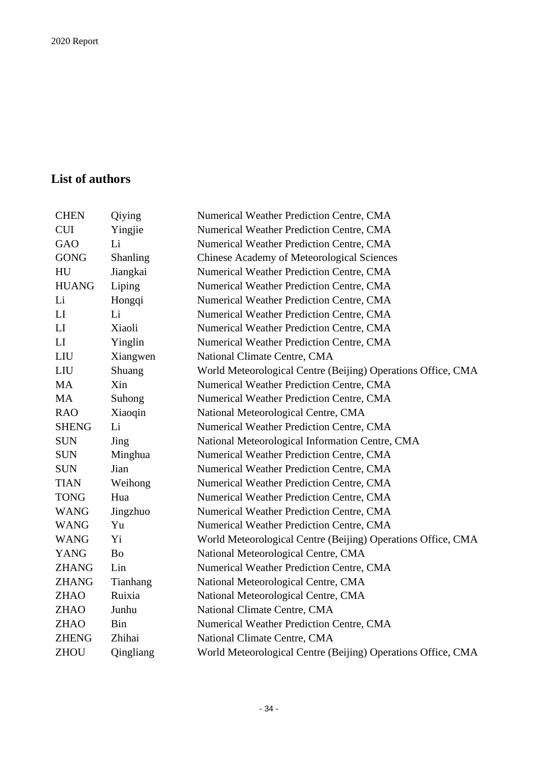## List of authors

| | | |
|---|---|---|
| CHEN | Qiying | Numerical Weather Prediction Centre, CMA |
| CUI | Yingjie | Numerical Weather Prediction Centre, CMA |
| GAO | Li | Numerical Weather Prediction Centre, CMA |
| GONG | Shanling | Chinese Academy of Meteorological Sciences |
| HU | Jiangkai | Numerical Weather Prediction Centre, CMA |
| HUANG | Liping | Numerical Weather Prediction Centre, CMA |
| Li | Hongqi | Numerical Weather Prediction Centre, CMA |
| LI | Li | Numerical Weather Prediction Centre, CMA |
| LI | Xiaoli | Numerical Weather Prediction Centre, CMA |
| LI | Yinglin | Numerical Weather Prediction Centre, CMA |
| LIU | Xiangwen | National Climate Centre, CMA |
| LIU | Shuang | World Meteorological Centre (Beijing) Operations Office, CMA |
| MA | Xin | Numerical Weather Prediction Centre, CMA |
| MA | Suhong | Numerical Weather Prediction Centre, CMA |
| RAO | Xiaoqin | National Meteorological Centre, CMA |
| SHENG | Li | Numerical Weather Prediction Centre, CMA |
| SUN | Jing | National Meteorological Information Centre, CMA |
| SUN | Minghua | Numerical Weather Prediction Centre, CMA |
| SUN | Jian | Numerical Weather Prediction Centre, CMA |
| TIAN | Weihong | Numerical Weather Prediction Centre, CMA |
| TONG | Hua | Numerical Weather Prediction Centre, CMA |
| WANG | Jingzhuo | Numerical Weather Prediction Centre, CMA |
| WANG | Yu | Numerical Weather Prediction Centre, CMA |
| WANG | Yi | World Meteorological Centre (Beijing) Operations Office, CMA |
| YANG | Bo | National Meteorological Centre, CMA |
| ZHANG | Lin | Numerical Weather Prediction Centre, CMA |
| ZHANG | Tianhang | National Meteorological Centre, CMA |
| ZHAO | Ruixia | National Meteorological Centre, CMA |
| ZHAO | Junhu | National Climate Centre, CMA |
| ZHAO | Bin | Numerical Weather Prediction Centre, CMA |
| ZHENG | Zhihai | National Climate Centre, CMA |
| ZHOU | Qingliang | World Meteorological Centre (Beijing) Operations Office, CMA |